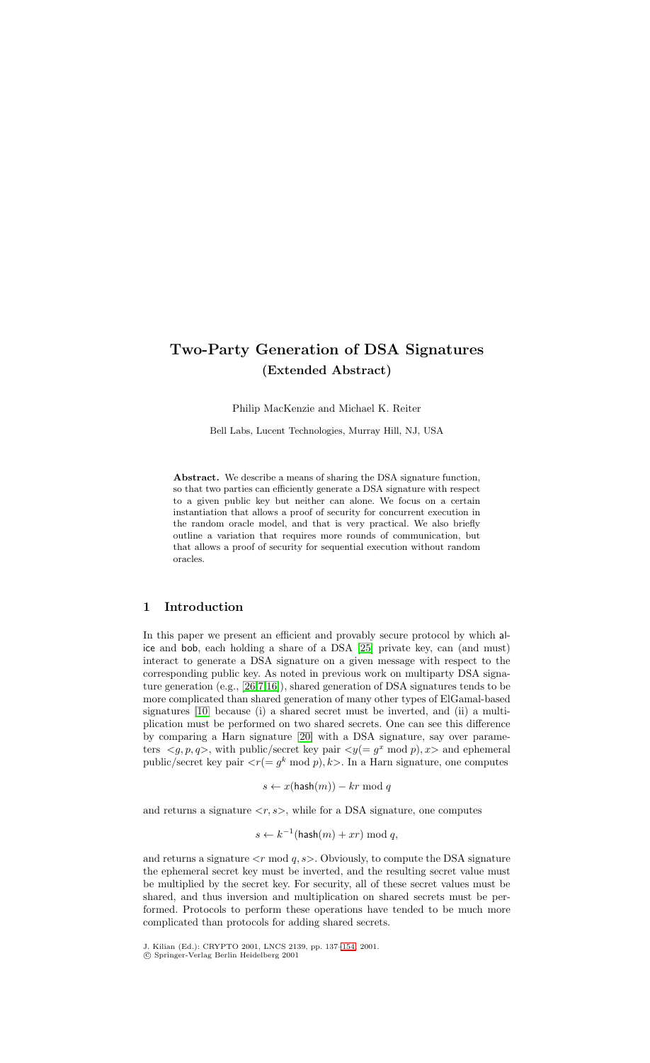# Two-Party Generation of DSA Signatures
## (Extended Abstract)

Philip MacKenzie and Michael K. Reiter

Bell Labs, Lucent Technologies, Murray Hill, NJ, USA

**Abstract.** We describe a means of sharing the DSA signature function, so that two parties can efficiently generate a DSA signature with respect to a given public key but neither can alone. We focus on a certain instantiation that allows a proof of security for concurrent execution in the random oracle model, and that is very practical. We also briefly outline a variation that requires more rounds of communication, but that allows a proof of security for sequential execution without random oracles.

## 1 Introduction

In this paper we present an efficient and provably secure protocol by which alice and bob, each holding a share of a DSA [25] private key, can (and must) interact to generate a DSA signature on a given message with respect to the corresponding public key. As noted in previous work on multiparty DSA signature generation (e.g., [26,7,16]), shared generation of DSA signatures tends to be more complicated than shared generation of many other types of ElGamal-based signatures [10] because (i) a shared secret must be inverted, and (ii) a multiplication must be performed on two shared secrets. One can see this difference by comparing a Harn signature [20] with a DSA signature, say over parameters $<g, p, q>$, with public/secret key pair $<y(= g^x \bmod p), x>$ and ephemeral public/secret key pair $<r(= g^k \bmod p), k>$. In a Harn signature, one computes

$$s \leftarrow x(\mathsf{hash}(m)) - kr \bmod q$$

and returns a signature $<r, s>$, while for a DSA signature, one computes

$$s \leftarrow k^{-1}(\mathsf{hash}(m) + xr) \bmod q,$$

and returns a signature $<r \bmod q, s>$. Obviously, to compute the DSA signature the ephemeral secret key must be inverted, and the resulting secret value must be multiplied by the secret key. For security, all of these secret values must be shared, and thus inversion and multiplication on shared secrets must be performed. Protocols to perform these operations have tended to be much more complicated than protocols for adding shared secrets.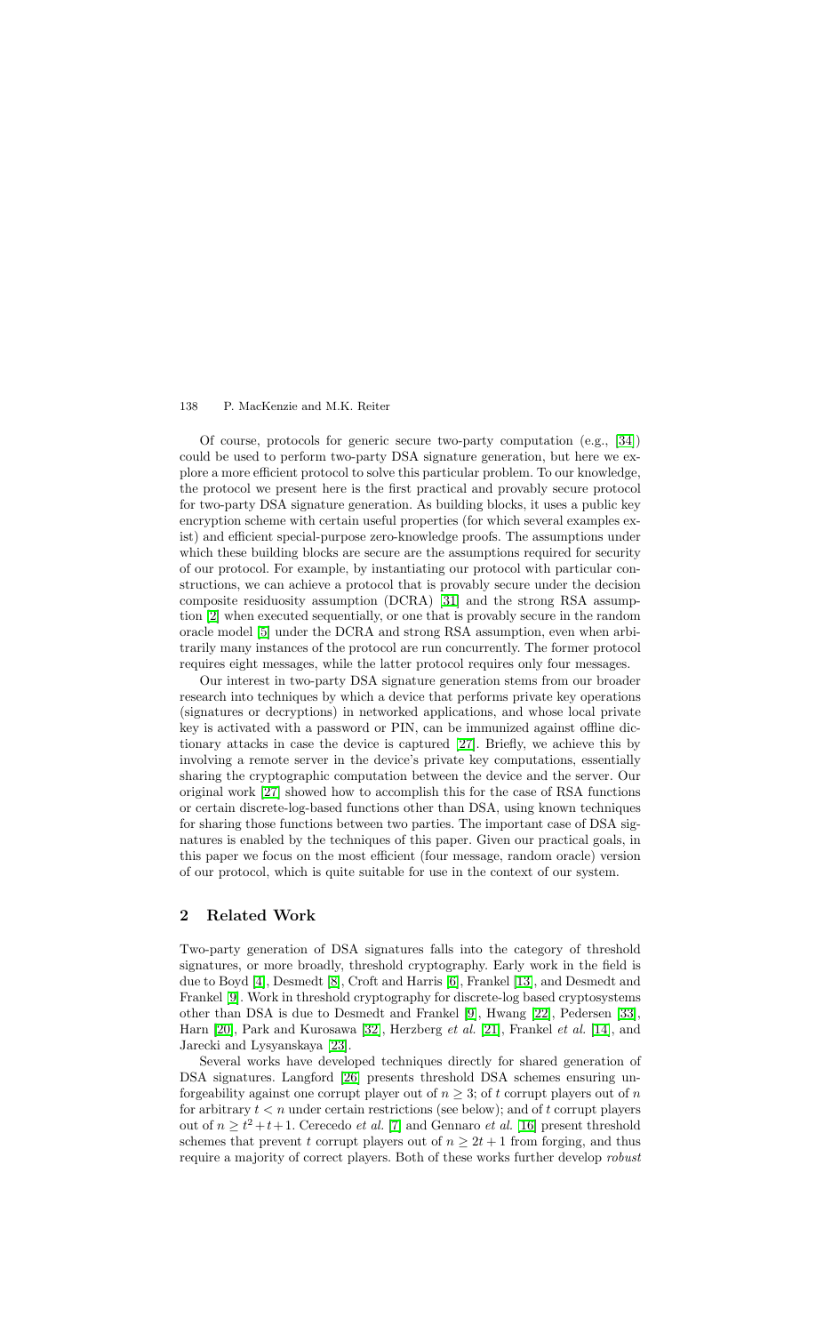Of course, protocols for generic secure two-party computation (e.g., [34]) could be used to perform two-party DSA signature generation, but here we explore a more efficient protocol to solve this particular problem. To our knowledge, the protocol we present here is the first practical and provably secure protocol for two-party DSA signature generation. As building blocks, it uses a public key encryption scheme with certain useful properties (for which several examples exist) and efficient special-purpose zero-knowledge proofs. The assumptions under which these building blocks are secure are the assumptions required for security of our protocol. For example, by instantiating our protocol with particular constructions, we can achieve a protocol that is provably secure under the decision composite residuosity assumption (DCRA) [31] and the strong RSA assumption [2] when executed sequentially, or one that is provably secure in the random oracle model [5] under the DCRA and strong RSA assumption, even when arbitrarily many instances of the protocol are run concurrently. The former protocol requires eight messages, while the latter protocol requires only four messages.

Our interest in two-party DSA signature generation stems from our broader research into techniques by which a device that performs private key operations (signatures or decryptions) in networked applications, and whose local private key is activated with a password or PIN, can be immunized against offline dictionary attacks in case the device is captured [27]. Briefly, we achieve this by involving a remote server in the device's private key computations, essentially sharing the cryptographic computation between the device and the server. Our original work [27] showed how to accomplish this for the case of RSA functions or certain discrete-log-based functions other than DSA, using known techniques for sharing those functions between two parties. The important case of DSA signatures is enabled by the techniques of this paper. Given our practical goals, in this paper we focus on the most efficient (four message, random oracle) version of our protocol, which is quite suitable for use in the context of our system.

## 2 Related Work

Two-party generation of DSA signatures falls into the category of threshold signatures, or more broadly, threshold cryptography. Early work in the field is due to Boyd [4], Desmedt [8], Croft and Harris [6], Frankel [13], and Desmedt and Frankel [9]. Work in threshold cryptography for discrete-log based cryptosystems other than DSA is due to Desmedt and Frankel [9], Hwang [22], Pedersen [33], Harn [20], Park and Kurosawa [32], Herzberg *et al.* [21], Frankel *et al.* [14], and Jarecki and Lysyanskaya [23].

Several works have developed techniques directly for shared generation of DSA signatures. Langford [26] presents threshold DSA schemes ensuring unforgeability against one corrupt player out of $n \geq 3$; of $t$ corrupt players out of $n$ for arbitrary $t < n$ under certain restrictions (see below); and of $t$ corrupt players out of $n \geq t^2+t+1$. Cerecedo *et al.* [7] and Gennaro *et al.* [16] present threshold schemes that prevent $t$ corrupt players out of $n \geq 2t+1$ from forging, and thus require a majority of correct players. Both of these works further develop *robust*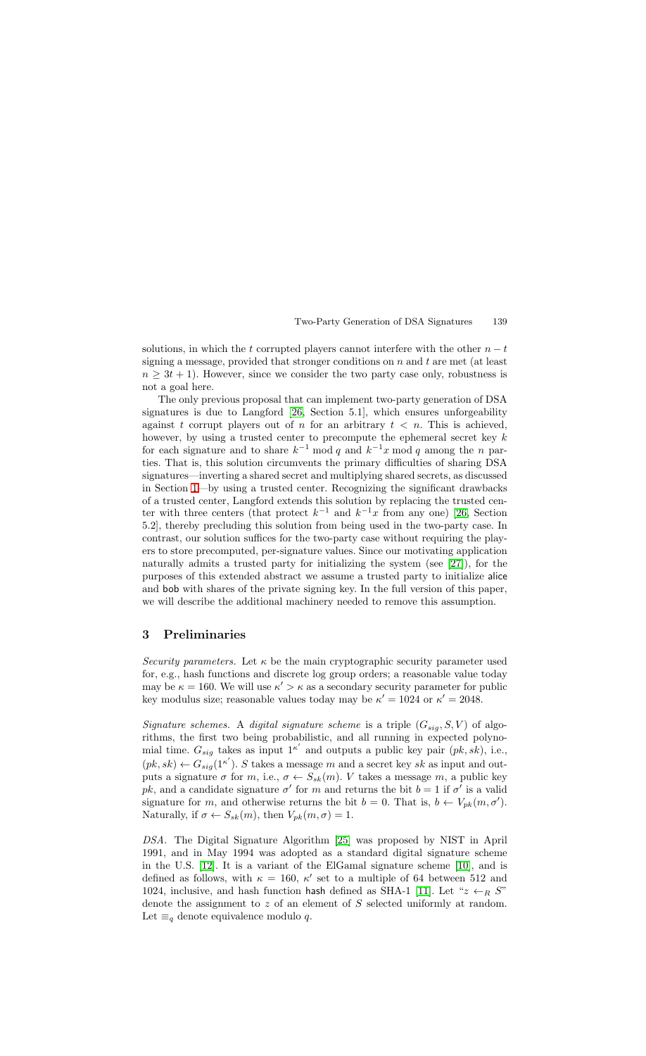solutions, in which the $t$ corrupted players cannot interfere with the other $n - t$ signing a message, provided that stronger conditions on $n$ and $t$ are met (at least $n \geq 3t + 1$). However, since we consider the two party case only, robustness is not a goal here.

The only previous proposal that can implement two-party generation of DSA signatures is due to Langford [26, Section 5.1], which ensures unforgeability against $t$ corrupt players out of $n$ for an arbitrary $t < n$. This is achieved, however, by using a trusted center to precompute the ephemeral secret key $k$ for each signature and to share $k^{-1} \bmod q$ and $k^{-1}x \bmod q$ among the $n$ parties. That is, this solution circumvents the primary difficulties of sharing DSA signatures—inverting a shared secret and multiplying shared secrets, as discussed in Section 1—by using a trusted center. Recognizing the significant drawbacks of a trusted center, Langford extends this solution by replacing the trusted center with three centers (that protect $k^{-1}$ and $k^{-1}x$ from any one) [26, Section 5.2], thereby precluding this solution from being used in the two-party case. In contrast, our solution suffices for the two-party case without requiring the players to store precomputed, per-signature values. Since our motivating application naturally admits a trusted party for initializing the system (see [27]), for the purposes of this extended abstract we assume a trusted party to initialize alice and bob with shares of the private signing key. In the full version of this paper, we will describe the additional machinery needed to remove this assumption.

## 3 Preliminaries

*Security parameters.* Let $\kappa$ be the main cryptographic security parameter used for, e.g., hash functions and discrete log group orders; a reasonable value today may be $\kappa = 160$. We will use $\kappa' > \kappa$ as a secondary security parameter for public key modulus size; reasonable values today may be $\kappa' = 1024$ or $\kappa' = 2048$.

*Signature schemes.* A *digital signature scheme* is a triple $(G_{sig}, S, V)$ of algorithms, the first two being probabilistic, and all running in expected polynomial time. $G_{sig}$ takes as input $1^{\kappa'}$ and outputs a public key pair $(pk, sk)$, i.e., $(pk, sk) \leftarrow G_{sig}(1^{\kappa'})$. $S$ takes a message $m$ and a secret key $sk$ as input and outputs a signature $\sigma$ for $m$, i.e., $\sigma \leftarrow S_{sk}(m)$. $V$ takes a message $m$, a public key $pk$, and a candidate signature $\sigma'$ for $m$ and returns the bit $b = 1$ if $\sigma'$ is a valid signature for $m$, and otherwise returns the bit $b = 0$. That is, $b \leftarrow V_{pk}(m, \sigma')$. Naturally, if $\sigma \leftarrow S_{sk}(m)$, then $V_{pk}(m, \sigma) = 1$.

*DSA.* The Digital Signature Algorithm [25] was proposed by NIST in April 1991, and in May 1994 was adopted as a standard digital signature scheme in the U.S. [12]. It is a variant of the ElGamal signature scheme [10], and is defined as follows, with $\kappa = 160$, $\kappa'$ set to a multiple of 64 between 512 and 1024, inclusive, and hash function hash defined as SHA-1 [11]. Let "$z \leftarrow_R S$" denote the assignment to $z$ of an element of $S$ selected uniformly at random. Let $\equiv_q$ denote equivalence modulo $q$.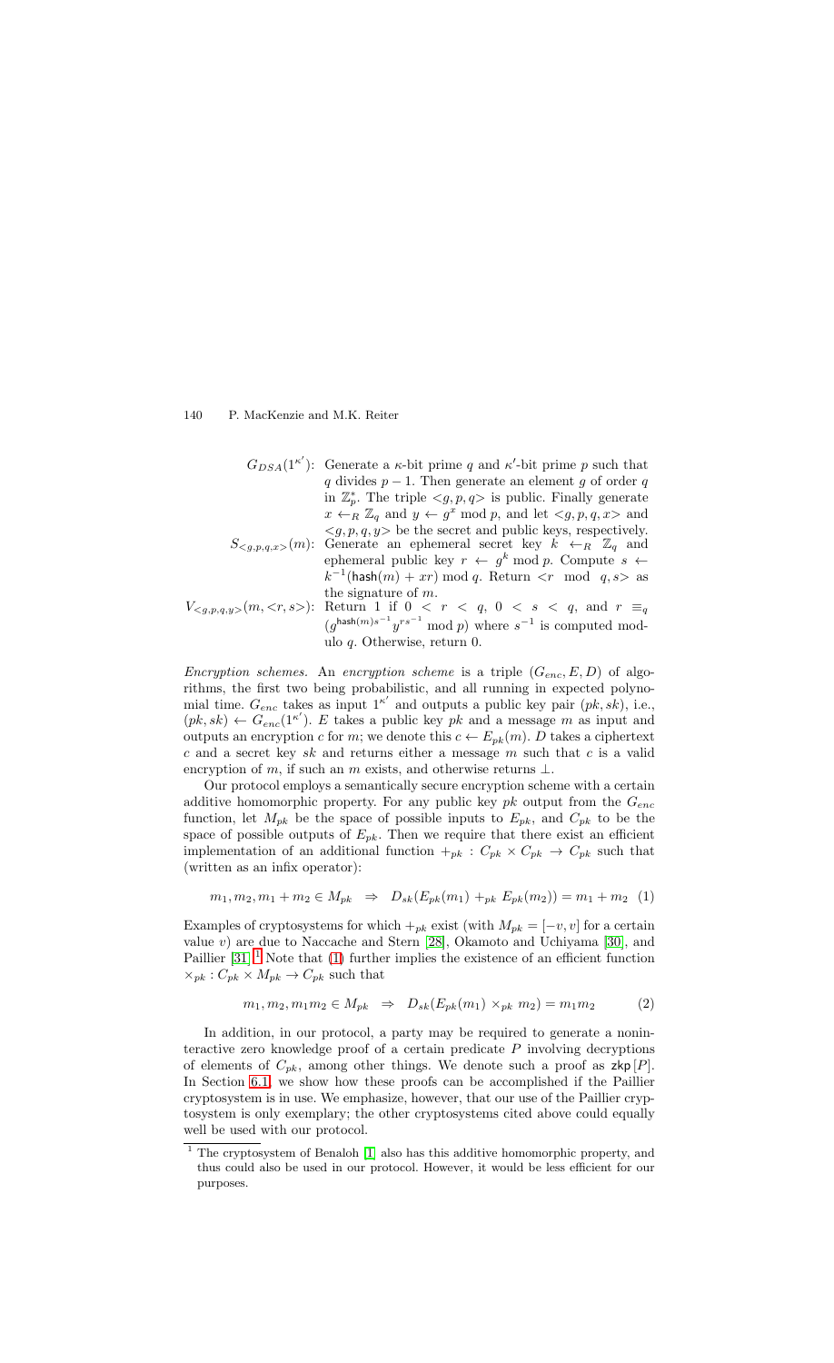$G_{DSA}(1^{\kappa'})$: Generate a $\kappa$-bit prime $q$ and $\kappa'$-bit prime $p$ such that $q$ divides $p-1$. Then generate an element $g$ of order $q$ in $\mathbb{Z}_p^*$. The triple $<g,p,q>$ is public. Finally generate $x \leftarrow_R \mathbb{Z}_q$ and $y \leftarrow g^x \bmod p$, and let $<g,p,q,x>$ and $<g,p,q,y>$ be the secret and public keys, respectively.

$S_{<g,p,q,x>}(m)$: Generate an ephemeral secret key $k \leftarrow_R \mathbb{Z}_q$ and ephemeral public key $r \leftarrow g^k \bmod p$. Compute $s \leftarrow k^{-1}(\mathsf{hash}(m) + xr) \bmod q$. Return $<r \mod q, s>$ as the signature of $m$.

$V_{<g,p,q,y>}(m, <r,s>)$: Return 1 if $0 < r < q$, $0 < s < q$, and $r \equiv_q (g^{\mathsf{hash}(m)s^{-1}} y^{rs^{-1}} \bmod p)$ where $s^{-1}$ is computed modulo $q$. Otherwise, return 0.

*Encryption schemes.* An *encryption scheme* is a triple $(G_{enc}, E, D)$ of algorithms, the first two being probabilistic, and all running in expected polynomial time. $G_{enc}$ takes as input $1^{\kappa'}$ and outputs a public key pair $(pk, sk)$, i.e., $(pk, sk) \leftarrow G_{enc}(1^{\kappa'})$. $E$ takes a public key $pk$ and a message $m$ as input and outputs an encryption $c$ for $m$; we denote this $c \leftarrow E_{pk}(m)$. $D$ takes a ciphertext $c$ and a secret key $sk$ and returns either a message $m$ such that $c$ is a valid encryption of $m$, if such an $m$ exists, and otherwise returns $\perp$.

Our protocol employs a semantically secure encryption scheme with a certain additive homomorphic property. For any public key $pk$ output from the $G_{enc}$ function, let $M_{pk}$ be the space of possible inputs to $E_{pk}$, and $C_{pk}$ to be the space of possible outputs of $E_{pk}$. Then we require that there exist an efficient implementation of an additional function $+_{pk} : C_{pk} \times C_{pk} \to C_{pk}$ such that (written as an infix operator):

$$m_1, m_2, m_1 + m_2 \in M_{pk} \;\;\Rightarrow\;\; D_{sk}(E_{pk}(m_1) +_{pk} E_{pk}(m_2)) = m_1 + m_2 \quad (1)$$

Examples of cryptosystems for which $+_{pk}$ exist (with $M_{pk} = [-v, v]$ for a certain value $v$) are due to Naccache and Stern [28], Okamoto and Uchiyama [30], and Paillier [31].[1] Note that (1) further implies the existence of an efficient function $\times_{pk} : C_{pk} \times M_{pk} \to C_{pk}$ such that

$$m_1, m_2, m_1 m_2 \in M_{pk} \;\;\Rightarrow\;\; D_{sk}(E_{pk}(m_1) \times_{pk} m_2) = m_1 m_2 \quad (2)$$

In addition, in our protocol, a party may be required to generate a noninteractive zero knowledge proof of a certain predicate $P$ involving decryptions of elements of $C_{pk}$, among other things. We denote such a proof as $\mathsf{zkp}[P]$. In Section 6.1, we show how these proofs can be accomplished if the Paillier cryptosystem is in use. We emphasize, however, that our use of the Paillier cryptosystem is only exemplary; the other cryptosystems cited above could equally well be used with our protocol.

[1] The cryptosystem of Benaloh [1] also has this additive homomorphic property, and thus could also be used in our protocol. However, it would be less efficient for our purposes.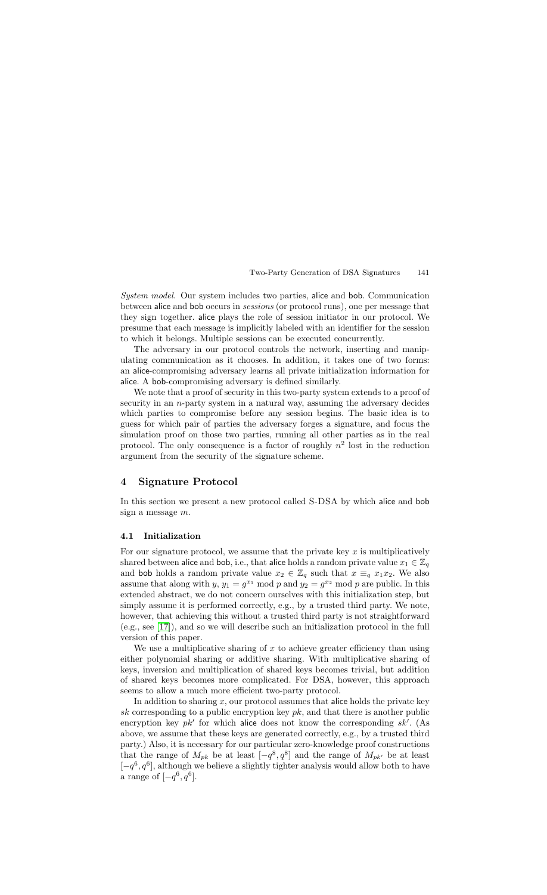*System model.* Our system includes two parties, alice and bob. Communication between alice and bob occurs in *sessions* (or protocol runs), one per message that they sign together. alice plays the role of session initiator in our protocol. We presume that each message is implicitly labeled with an identifier for the session to which it belongs. Multiple sessions can be executed concurrently.

The adversary in our protocol controls the network, inserting and manipulating communication as it chooses. In addition, it takes one of two forms: an alice-compromising adversary learns all private initialization information for alice. A bob-compromising adversary is defined similarly.

We note that a proof of security in this two-party system extends to a proof of security in an $n$-party system in a natural way, assuming the adversary decides which parties to compromise before any session begins. The basic idea is to guess for which pair of parties the adversary forges a signature, and focus the simulation proof on those two parties, running all other parties as in the real protocol. The only consequence is a factor of roughly $n^2$ lost in the reduction argument from the security of the signature scheme.

## 4 Signature Protocol

In this section we present a new protocol called S-DSA by which alice and bob sign a message $m$.

### 4.1 Initialization

For our signature protocol, we assume that the private key $x$ is multiplicatively shared between alice and bob, i.e., that alice holds a random private value $x_1 \in \mathbb{Z}_q$ and bob holds a random private value $x_2 \in \mathbb{Z}_q$ such that $x \equiv_q x_1 x_2$. We also assume that along with $y$, $y_1 = g^{x_1} \bmod p$ and $y_2 = g^{x_2} \bmod p$ are public. In this extended abstract, we do not concern ourselves with this initialization step, but simply assume it is performed correctly, e.g., by a trusted third party. We note, however, that achieving this without a trusted third party is not straightforward (e.g., see [17]), and so we will describe such an initialization protocol in the full version of this paper.

We use a multiplicative sharing of $x$ to achieve greater efficiency than using either polynomial sharing or additive sharing. With multiplicative sharing of keys, inversion and multiplication of shared keys becomes trivial, but addition of shared keys becomes more complicated. For DSA, however, this approach seems to allow a much more efficient two-party protocol.

In addition to sharing $x$, our protocol assumes that alice holds the private key $sk$ corresponding to a public encryption key $pk$, and that there is another public encryption key $pk'$ for which alice does not know the corresponding $sk'$. (As above, we assume that these keys are generated correctly, e.g., by a trusted third party.) Also, it is necessary for our particular zero-knowledge proof constructions that the range of $M_{pk}$ be at least $[-q^8, q^8]$ and the range of $M_{pk'}$ be at least $[-q^6, q^6]$, although we believe a slightly tighter analysis would allow both to have a range of $[-q^6, q^6]$.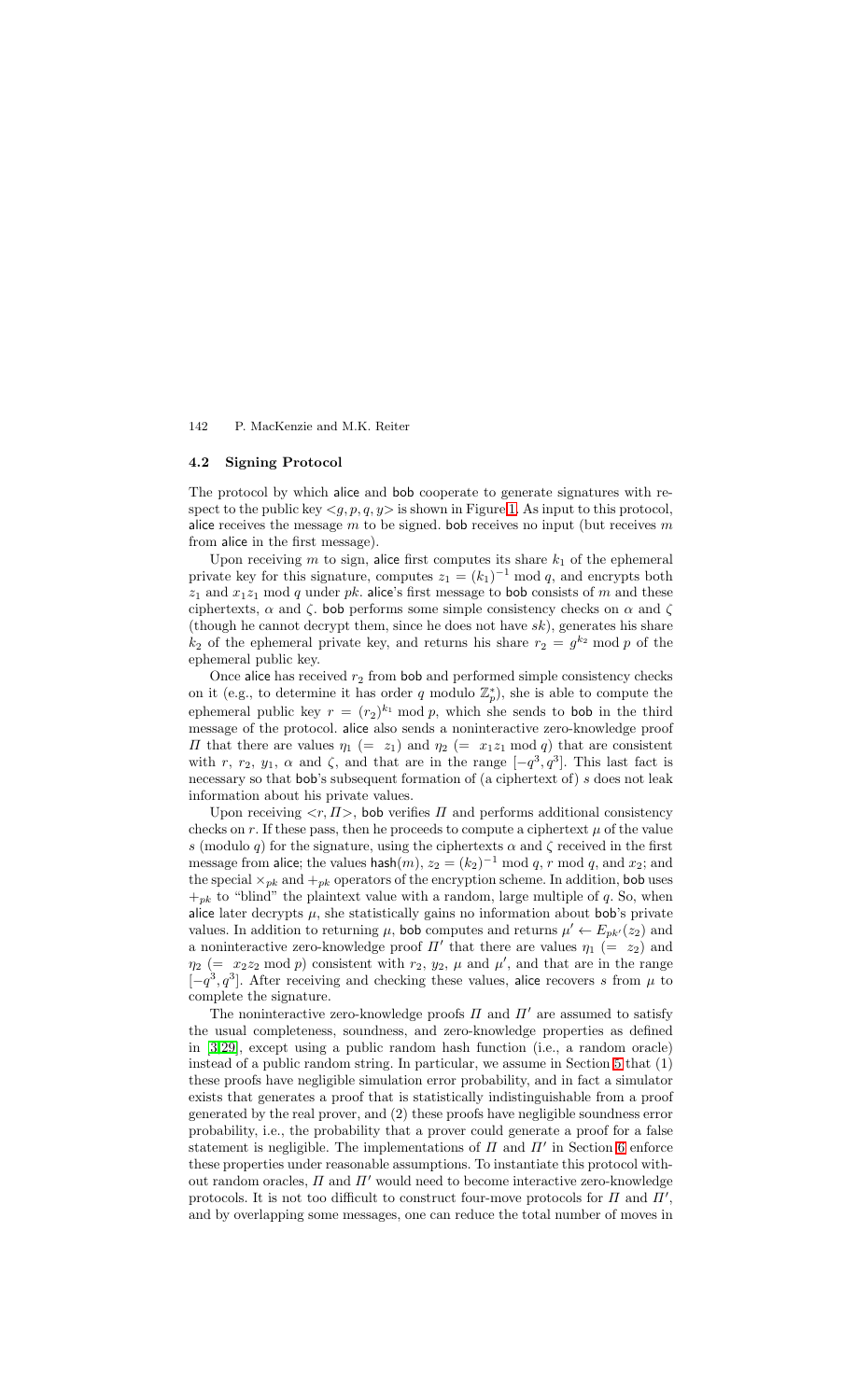### 4.2 Signing Protocol

The protocol by which alice and bob cooperate to generate signatures with respect to the public key $<g, p, q, y>$ is shown in Figure 1. As input to this protocol, alice receives the message $m$ to be signed. bob receives no input (but receives $m$ from alice in the first message).

Upon receiving $m$ to sign, alice first computes its share $k_1$ of the ephemeral private key for this signature, computes $z_1 = (k_1)^{-1} \bmod q$, and encrypts both $z_1$ and $x_1 z_1 \bmod q$ under $pk$. alice's first message to bob consists of $m$ and these ciphertexts, $\alpha$ and $\zeta$. bob performs some simple consistency checks on $\alpha$ and $\zeta$ (though he cannot decrypt them, since he does not have $sk$), generates his share $k_2$ of the ephemeral private key, and returns his share $r_2 = g^{k_2} \bmod p$ of the ephemeral public key.

Once alice has received $r_2$ from bob and performed simple consistency checks on it (e.g., to determine it has order $q$ modulo $\mathbb{Z}_p^*$), she is able to compute the ephemeral public key $r = (r_2)^{k_1} \bmod p$, which she sends to bob in the third message of the protocol. alice also sends a noninteractive zero-knowledge proof $\Pi$ that there are values $\eta_1$ $(= z_1)$ and $\eta_2$ $(= x_1 z_1 \bmod q)$ that are consistent with $r$, $r_2$, $y_1$, $\alpha$ and $\zeta$, and that are in the range $[-q^3, q^3]$. This last fact is necessary so that bob's subsequent formation of (a ciphertext of) $s$ does not leak information about his private values.

Upon receiving $<r, \Pi>$, bob verifies $\Pi$ and performs additional consistency checks on $r$. If these pass, then he proceeds to compute a ciphertext $\mu$ of the value $s$ (modulo $q$) for the signature, using the ciphertexts $\alpha$ and $\zeta$ received in the first message from alice; the values $\mathsf{hash}(m)$, $z_2 = (k_2)^{-1} \bmod q$, $r \bmod q$, and $x_2$; and the special $\times_{pk}$ and $+_{pk}$ operators of the encryption scheme. In addition, bob uses $+_{pk}$ to "blind" the plaintext value with a random, large multiple of $q$. So, when alice later decrypts $\mu$, she statistically gains no information about bob's private values. In addition to returning $\mu$, bob computes and returns $\mu' \leftarrow E_{pk'}(z_2)$ and a noninteractive zero-knowledge proof $\Pi'$ that there are values $\eta_1$ $(= z_2)$ and $\eta_2$ $(= x_2 z_2 \bmod p)$ consistent with $r_2$, $y_2$, $\mu$ and $\mu'$, and that are in the range $[-q^3, q^3]$. After receiving and checking these values, alice recovers $s$ from $\mu$ to complete the signature.

The noninteractive zero-knowledge proofs $\Pi$ and $\Pi'$ are assumed to satisfy the usual completeness, soundness, and zero-knowledge properties as defined in [3,29], except using a public random hash function (i.e., a random oracle) instead of a public random string. In particular, we assume in Section 5 that (1) these proofs have negligible simulation error probability, and in fact a simulator exists that generates a proof that is statistically indistinguishable from a proof generated by the real prover, and (2) these proofs have negligible soundness error probability, i.e., the probability that a prover could generate a proof for a false statement is negligible. The implementations of $\Pi$ and $\Pi'$ in Section 6 enforce these properties under reasonable assumptions. To instantiate this protocol without random oracles, $\Pi$ and $\Pi'$ would need to become interactive zero-knowledge protocols. It is not too difficult to construct four-move protocols for $\Pi$ and $\Pi'$, and by overlapping some messages, one can reduce the total number of moves in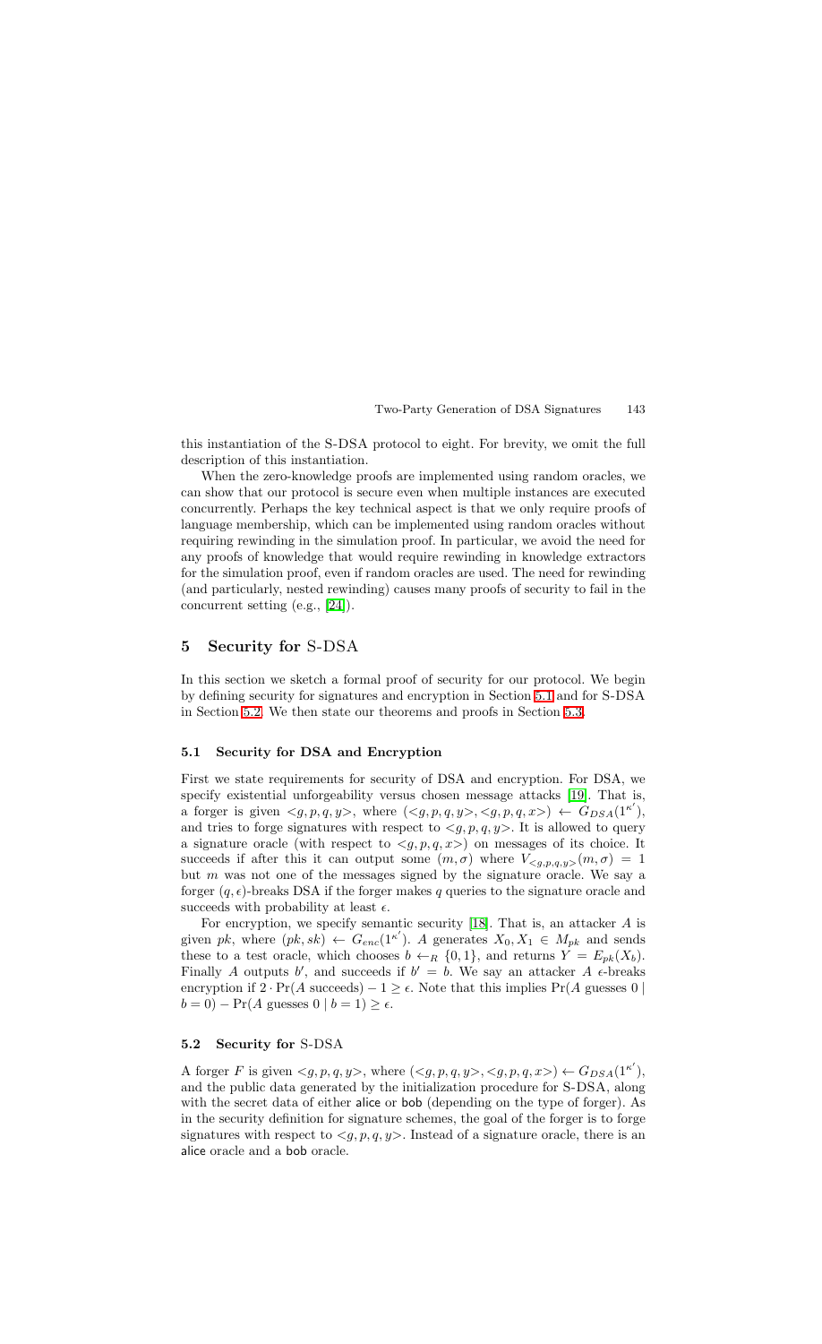this instantiation of the S-DSA protocol to eight. For brevity, we omit the full description of this instantiation.

When the zero-knowledge proofs are implemented using random oracles, we can show that our protocol is secure even when multiple instances are executed concurrently. Perhaps the key technical aspect is that we only require proofs of language membership, which can be implemented using random oracles without requiring rewinding in the simulation proof. In particular, we avoid the need for any proofs of knowledge that would require rewinding in knowledge extractors for the simulation proof, even if random oracles are used. The need for rewinding (and particularly, nested rewinding) causes many proofs of security to fail in the concurrent setting (e.g., [24]).

## 5 Security for S-DSA

In this section we sketch a formal proof of security for our protocol. We begin by defining security for signatures and encryption in Section 5.1 and for S-DSA in Section 5.2. We then state our theorems and proofs in Section 5.3.

### 5.1 Security for DSA and Encryption

First we state requirements for security of DSA and encryption. For DSA, we specify existential unforgeability versus chosen message attacks [19]. That is, a forger is given $<g, p, q, y>$, where $(<g, p, q, y>, <g, p, q, x>) \leftarrow G_{DSA}(1^{\kappa'})$, and tries to forge signatures with respect to $<g, p, q, y>$. It is allowed to query a signature oracle (with respect to $<g, p, q, x>$) on messages of its choice. It succeeds if after this it can output some $(m, \sigma)$ where $V_{<g,p,q,y>}(m, \sigma) = 1$ but $m$ was not one of the messages signed by the signature oracle. We say a forger $(q, \epsilon)$-breaks DSA if the forger makes $q$ queries to the signature oracle and succeeds with probability at least $\epsilon$.

For encryption, we specify semantic security [18]. That is, an attacker $A$ is given $pk$, where $(pk, sk) \leftarrow G_{enc}(1^{\kappa'})$. $A$ generates $X_0, X_1 \in M_{pk}$ and sends these to a test oracle, which chooses $b \leftarrow_R \{0, 1\}$, and returns $Y = E_{pk}(X_b)$. Finally $A$ outputs $b'$, and succeeds if $b' = b$. We say an attacker $A$ $\epsilon$-breaks encryption if $2 \cdot \Pr(A \text{ succeeds}) - 1 \geq \epsilon$. Note that this implies $\Pr(A \text{ guesses } 0 \mid b = 0) - \Pr(A \text{ guesses } 0 \mid b = 1) \geq \epsilon$.

### 5.2 Security for S-DSA

A forger $F$ is given $<g, p, q, y>$, where $(<g, p, q, y>, <g, p, q, x>) \leftarrow G_{DSA}(1^{\kappa'})$, and the public data generated by the initialization procedure for S-DSA, along with the secret data of either alice or bob (depending on the type of forger). As in the security definition for signature schemes, the goal of the forger is to forge signatures with respect to $<g, p, q, y>$. Instead of a signature oracle, there is an alice oracle and a bob oracle.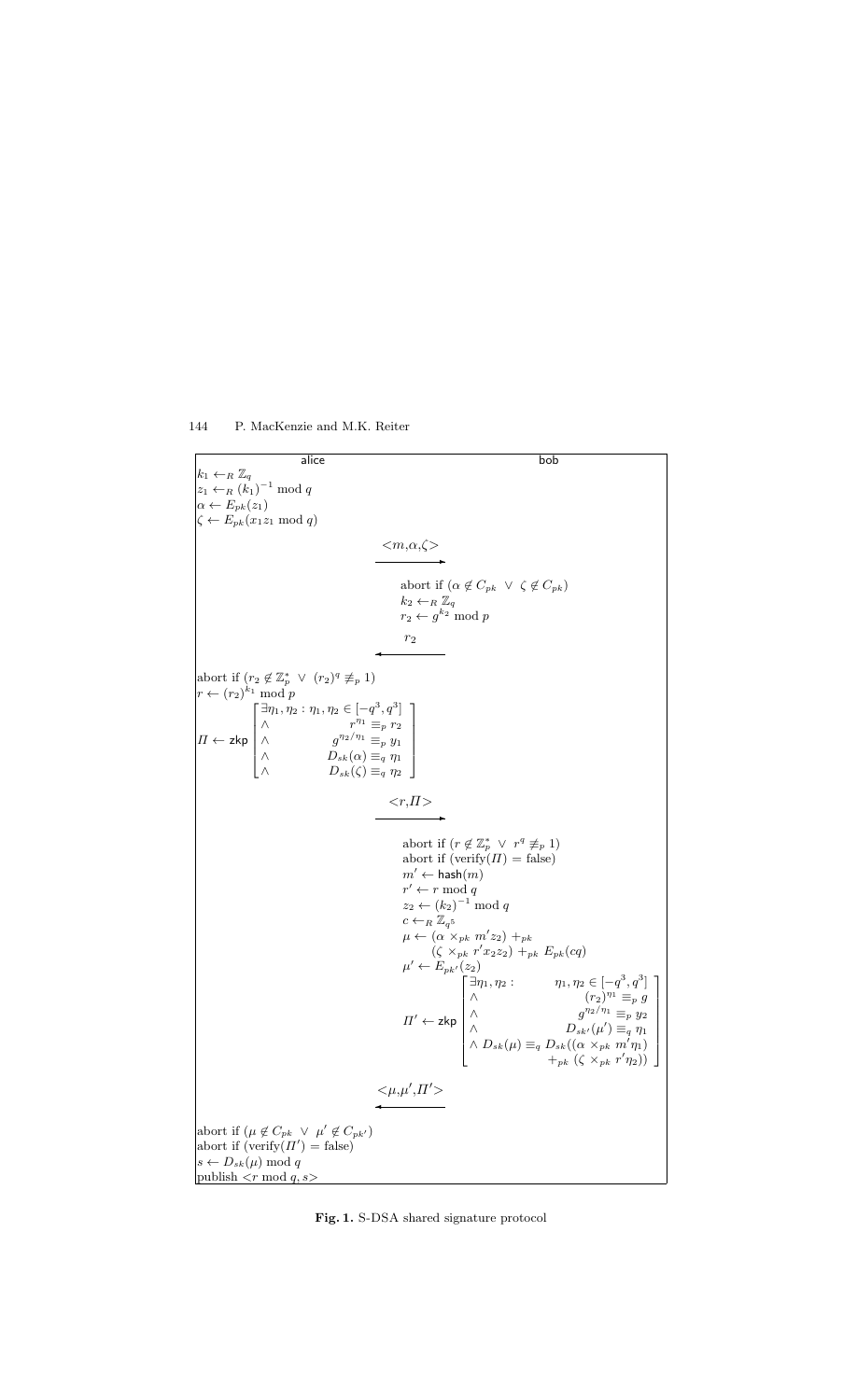**alice** | **bob**

**alice:**

$k_1 \leftarrow_R \mathbb{Z}_q$

$z_1 \leftarrow_R (k_1)^{-1} \bmod q$

$\alpha \leftarrow E_{pk}(z_1)$

$\zeta \leftarrow E_{pk}(x_1 z_1 \bmod q)$

$\xrightarrow{<m,\alpha,\zeta>}$

**bob:**

abort if $(\alpha \notin C_{pk} \ \vee \ \zeta \notin C_{pk})$

$k_2 \leftarrow_R \mathbb{Z}_q$

$r_2 \leftarrow g^{k_2} \bmod p$

$\xleftarrow{r_2}$

**alice:**

abort if $(r_2 \notin \mathbb{Z}_p^* \ \vee \ (r_2)^q \not\equiv_p 1)$

$r \leftarrow (r_2)^{k_1} \bmod p$

$$\Pi \leftarrow \mathsf{zkp}\begin{bmatrix} \exists \eta_1, \eta_2 : \eta_1, \eta_2 \in [-q^3, q^3] \\ \wedge \quad r^{\eta_1} \equiv_p r_2 \\ \wedge \quad g^{\eta_2/\eta_1} \equiv_p y_1 \\ \wedge \quad D_{sk}(\alpha) \equiv_q \eta_1 \\ \wedge \quad D_{sk}(\zeta) \equiv_q \eta_2 \end{bmatrix}$$

$\xrightarrow{<r,\Pi>}$

**bob:**

abort if $(r \notin \mathbb{Z}_p^* \ \vee \ r^q \not\equiv_p 1)$

abort if $(\text{verify}(\Pi) = \text{false})$

$m' \leftarrow \mathsf{hash}(m)$

$r' \leftarrow r \bmod q$

$z_2 \leftarrow (k_2)^{-1} \bmod q$

$c \leftarrow_R \mathbb{Z}_{q^5}$

$\mu \leftarrow (\alpha \times_{pk} m' z_2) +_{pk} (\zeta \times_{pk} r' x_2 z_2) +_{pk} E_{pk}(cq)$

$\mu' \leftarrow E_{pk'}(z_2)$

$$\Pi' \leftarrow \mathsf{zkp}\begin{bmatrix} \exists \eta_1, \eta_2 : \quad \eta_1, \eta_2 \in [-q^3, q^3] \\ \wedge \quad (r_2)^{\eta_1} \equiv_p g \\ \wedge \quad g^{\eta_2/\eta_1} \equiv_p y_2 \\ \wedge \quad D_{sk'}(\mu') \equiv_q \eta_1 \\ \wedge \ D_{sk}(\mu) \equiv_q D_{sk}((\alpha \times_{pk} m'\eta_1) +_{pk} (\zeta \times_{pk} r'\eta_2)) \end{bmatrix}$$

$\xleftarrow{<\mu,\mu',\Pi'>}$

**alice:**

abort if $(\mu \notin C_{pk} \ \vee \ \mu' \notin C_{pk'})$

abort if $(\text{verify}(\Pi') = \text{false})$

$s \leftarrow D_{sk}(\mu) \bmod q$

publish $<r \bmod q, s>$

**Fig. 1.** S-DSA shared signature protocol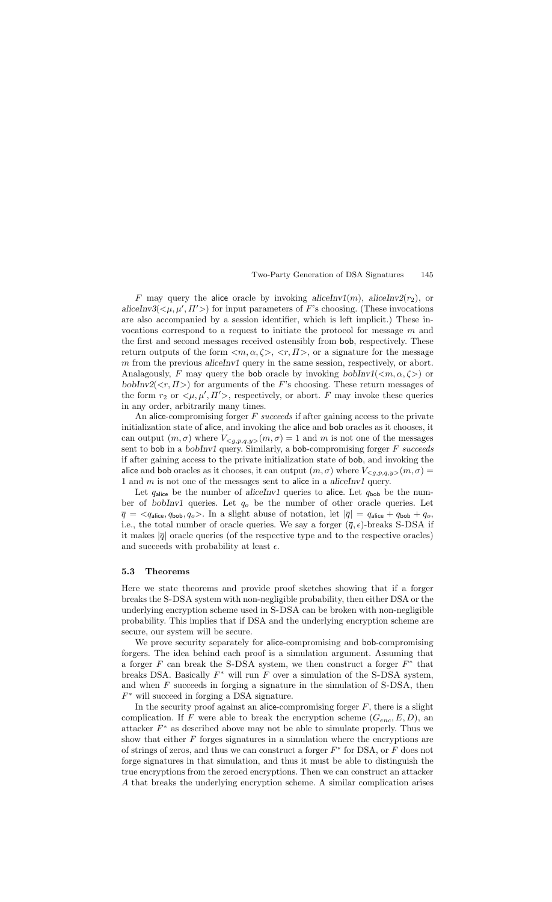$F$ may query the alice oracle by invoking *aliceInv1*$(m)$, *aliceInv2*$(r_2)$, or *aliceInv3*$(<\mu, \mu', \Pi'>)$ for input parameters of $F$'s choosing. (These invocations are also accompanied by a session identifier, which is left implicit.) These invocations correspond to a request to initiate the protocol for message $m$ and the first and second messages received ostensibly from bob, respectively. These return outputs of the form $<m, \alpha, \zeta>$, $<r, \Pi>$, or a signature for the message $m$ from the previous *aliceInv1* query in the same session, respectively, or abort. Analagously, $F$ may query the bob oracle by invoking *bobInv1*$(<m, \alpha, \zeta>)$ or *bobInv2*$(<r, \Pi>)$ for arguments of the $F$'s choosing. These return messages of the form $r_2$ or $<\mu, \mu', \Pi'>$, respectively, or abort. $F$ may invoke these queries in any order, arbitrarily many times.

An alice-compromising forger $F$ *succeeds* if after gaining access to the private initialization state of alice, and invoking the alice and bob oracles as it chooses, it can output $(m, \sigma)$ where $V_{<g,p,q,y>}(m, \sigma) = 1$ and $m$ is not one of the messages sent to bob in a *bobInv1* query. Similarly, a bob-compromising forger $F$ *succeeds* if after gaining access to the private initialization state of bob, and invoking the alice and bob oracles as it chooses, it can output $(m, \sigma)$ where $V_{<g,p,q,y>}(m, \sigma) = 1$ and $m$ is not one of the messages sent to alice in a *aliceInv1* query.

Let $q_{\mathsf{alice}}$ be the number of *aliceInv1* queries to alice. Let $q_{\mathsf{bob}}$ be the number of *bobInv1* queries. Let $q_o$ be the number of other oracle queries. Let $\overline{q} = <q_{\mathsf{alice}}, q_{\mathsf{bob}}, q_o>$. In a slight abuse of notation, let $|\overline{q}| = q_{\mathsf{alice}} + q_{\mathsf{bob}} + q_o$, i.e., the total number of oracle queries. We say a forger $(\overline{q}, \epsilon)$-breaks S-DSA if it makes $|\overline{q}|$ oracle queries (of the respective type and to the respective oracles) and succeeds with probability at least $\epsilon$.

### 5.3 Theorems

Here we state theorems and provide proof sketches showing that if a forger breaks the S-DSA system with non-negligible probability, then either DSA or the underlying encryption scheme used in S-DSA can be broken with non-negligible probability. This implies that if DSA and the underlying encryption scheme are secure, our system will be secure.

We prove security separately for alice-compromising and bob-compromising forgers. The idea behind each proof is a simulation argument. Assuming that a forger $F$ can break the S-DSA system, we then construct a forger $F^*$ that breaks DSA. Basically $F^*$ will run $F$ over a simulation of the S-DSA system, and when $F$ succeeds in forging a signature in the simulation of S-DSA, then $F^*$ will succeed in forging a DSA signature.

In the security proof against an alice-compromising forger $F$, there is a slight complication. If $F$ were able to break the encryption scheme $(G_{enc}, E, D)$, an attacker $F^*$ as described above may not be able to simulate properly. Thus we show that either $F$ forges signatures in a simulation where the encryptions are of strings of zeros, and thus we can construct a forger $F^*$ for DSA, or $F$ does not forge signatures in that simulation, and thus it must be able to distinguish the true encryptions from the zeroed encryptions. Then we can construct an attacker $A$ that breaks the underlying encryption scheme. A similar complication arises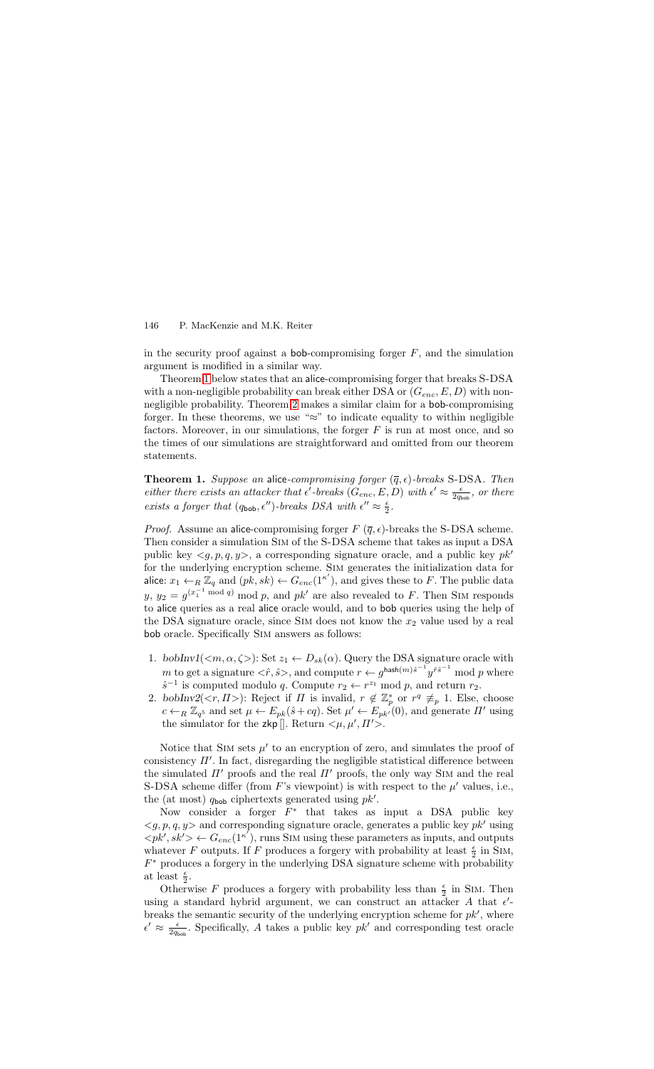in the security proof against a bob-compromising forger $F$, and the simulation argument is modified in a similar way.

Theorem 1 below states that an alice-compromising forger that breaks S-DSA with a non-negligible probability can break either DSA or $(G_{enc}, E, D)$ with non-negligible probability. Theorem 2 makes a similar claim for a bob-compromising forger. In these theorems, we use "$\approx$" to indicate equality to within negligible factors. Moreover, in our simulations, the forger $F$ is run at most once, and so the times of our simulations are straightforward and omitted from our theorem statements.

**Theorem 1.** *Suppose an* alice*-compromising forger* $(\overline{q}, \epsilon)$*-breaks* S-DSA*. Then either there exists an attacker that* $\epsilon'$*-breaks* $(G_{enc}, E, D)$ *with* $\epsilon' \approx \frac{\epsilon}{2q_{\mathsf{bob}}}$*, or there exists a forger that* $(q_{\mathsf{bob}}, \epsilon'')$*-breaks DSA with* $\epsilon'' \approx \frac{\epsilon}{2}$*.*

*Proof.* Assume an alice-compromising forger $F$ $(\overline{q}, \epsilon)$-breaks the S-DSA scheme. Then consider a simulation Sim of the S-DSA scheme that takes as input a DSA public key $<g, p, q, y>$, a corresponding signature oracle, and a public key $pk'$ for the underlying encryption scheme. Sim generates the initialization data for alice: $x_1 \leftarrow_R \mathbb{Z}_q$ and $(pk, sk) \leftarrow G_{enc}(1^{\kappa'})$, and gives these to $F$. The public data $y$, $y_2 = g^{(x_1^{-1} \bmod q)} \bmod p$, and $pk'$ are also revealed to $F$. Then Sim responds to alice queries as a real alice oracle would, and to bob queries using the help of the DSA signature oracle, since Sim does not know the $x_2$ value used by a real bob oracle. Specifically Sim answers as follows:

1. *bobInv1*($<m, \alpha, \zeta>$): Set $z_1 \leftarrow D_{sk}(\alpha)$. Query the DSA signature oracle with $m$ to get a signature $<\hat{r}, \hat{s}>$, and compute $r \leftarrow g^{\mathsf{hash}(m)\hat{s}^{-1}} y^{\hat{r}\hat{s}^{-1}} \bmod p$ where $\hat{s}^{-1}$ is computed modulo $q$. Compute $r_2 \leftarrow r^{z_1} \bmod p$, and return $r_2$.
2. *bobInv2*($<r, \Pi>$): Reject if $\Pi$ is invalid, $r \not\in \mathbb{Z}_p^*$ or $r^q \not\equiv_p 1$. Else, choose $c \leftarrow_R \mathbb{Z}_{q^5}$ and set $\mu \leftarrow E_{pk}(\hat{s} + cq)$. Set $\mu' \leftarrow E_{pk'}(0)$, and generate $\Pi'$ using the simulator for the $\mathsf{zkp}$ []. Return $<\mu, \mu', \Pi'>$.

Notice that Sim sets $\mu'$ to an encryption of zero, and simulates the proof of consistency $\Pi'$. In fact, disregarding the negligible statistical difference between the simulated $\Pi'$ proofs and the real $\Pi'$ proofs, the only way Sim and the real S-DSA scheme differ (from $F$'s viewpoint) is with respect to the $\mu'$ values, i.e., the (at most) $q_{\mathsf{bob}}$ ciphertexts generated using $pk'$.

Now consider a forger $F^*$ that takes as input a DSA public key $<g, p, q, y>$ and corresponding signature oracle, generates a public key $pk'$ using $<pk', sk'> \leftarrow G_{enc}(1^{\kappa'})$, runs Sim using these parameters as inputs, and outputs whatever $F$ outputs. If $F$ produces a forgery with probability at least $\frac{\epsilon}{2}$ in Sim, $F^*$ produces a forgery in the underlying DSA signature scheme with probability at least $\frac{\epsilon}{2}$.

Otherwise $F$ produces a forgery with probability less than $\frac{\epsilon}{2}$ in Sim. Then using a standard hybrid argument, we can construct an attacker $A$ that $\epsilon'$-breaks the semantic security of the underlying encryption scheme for $pk'$, where $\epsilon' \approx \frac{\epsilon}{2q_{\mathsf{bob}}}$. Specifically, $A$ takes a public key $pk'$ and corresponding test oracle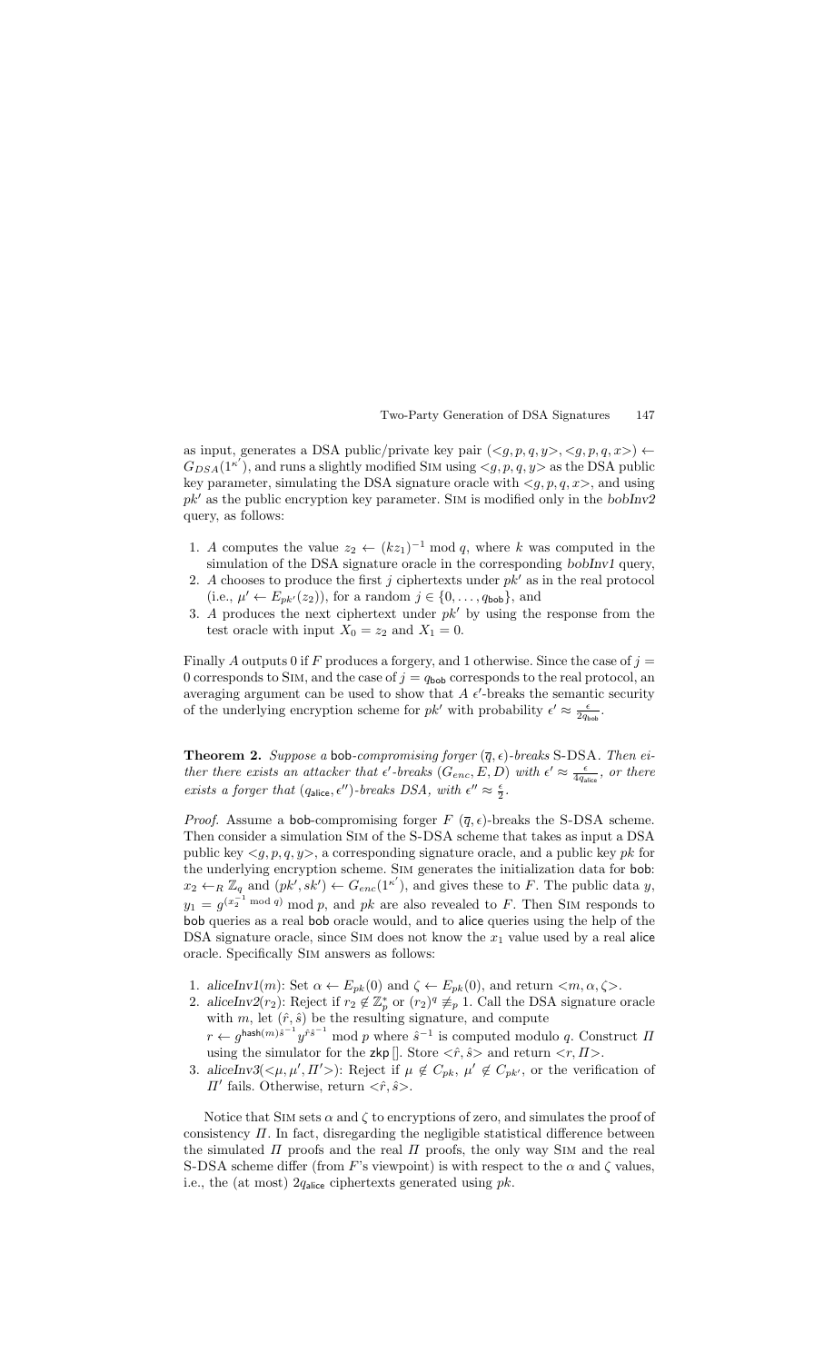as input, generates a DSA public/private key pair $(<g,p,q,y>, <g,p,q,x>) \leftarrow G_{DSA}(1^{\kappa'})$, and runs a slightly modified SIM using $<g,p,q,y>$ as the DSA public key parameter, simulating the DSA signature oracle with $<g,p,q,x>$, and using $pk'$ as the public encryption key parameter. SIM is modified only in the *bobInv2* query, as follows:

1. $A$ computes the value $z_2 \leftarrow (kz_1)^{-1} \bmod q$, where $k$ was computed in the simulation of the DSA signature oracle in the corresponding *bobInv1* query,
2. $A$ chooses to produce the first $j$ ciphertexts under $pk'$ as in the real protocol (i.e., $\mu' \leftarrow E_{pk'}(z_2)$), for a random $j \in \{0, \ldots, q_{\mathsf{bob}}\}$, and
3. $A$ produces the next ciphertext under $pk'$ by using the response from the test oracle with input $X_0 = z_2$ and $X_1 = 0$.

Finally $A$ outputs 0 if $F$ produces a forgery, and 1 otherwise. Since the case of $j = 0$ corresponds to SIM, and the case of $j = q_{\mathsf{bob}}$ corresponds to the real protocol, an averaging argument can be used to show that $A$ $\epsilon'$-breaks the semantic security of the underlying encryption scheme for $pk'$ with probability $\epsilon' \approx \frac{\epsilon}{2q_{\mathsf{bob}}}$.

**Theorem 2.** *Suppose a* $\mathsf{bob}$*-compromising forger* $(\overline{q}, \epsilon)$*-breaks* S-DSA*. Then either there exists an attacker that* $\epsilon'$*-breaks* $(G_{enc}, E, D)$ *with* $\epsilon' \approx \frac{\epsilon}{4q_{\mathsf{alice}}}$*, or there exists a forger that* $(q_{\mathsf{alice}}, \epsilon'')$*-breaks DSA, with* $\epsilon'' \approx \frac{\epsilon}{2}$*.*

*Proof.* Assume a $\mathsf{bob}$-compromising forger $F$ $(\overline{q}, \epsilon)$-breaks the S-DSA scheme. Then consider a simulation SIM of the S-DSA scheme that takes as input a DSA public key $<g,p,q,y>$, a corresponding signature oracle, and a public key $pk$ for the underlying encryption scheme. SIM generates the initialization data for $\mathsf{bob}$: $x_2 \leftarrow_R \mathbb{Z}_q$ and $(pk', sk') \leftarrow G_{enc}(1^{\kappa'})$, and gives these to $F$. The public data $y$, $y_1 = g^{(x_2^{-1} \bmod q)} \bmod p$, and $pk$ are also revealed to $F$. Then SIM responds to $\mathsf{bob}$ queries as a real $\mathsf{bob}$ oracle would, and to $\mathsf{alice}$ queries using the help of the DSA signature oracle, since SIM does not know the $x_1$ value used by a real $\mathsf{alice}$ oracle. Specifically SIM answers as follows:

1. *aliceInv1*$(m)$: Set $\alpha \leftarrow E_{pk}(0)$ and $\zeta \leftarrow E_{pk}(0)$, and return $<m, \alpha, \zeta>$.
2. *aliceInv2*$(r_2)$: Reject if $r_2 \notin \mathbb{Z}_p^*$ or $(r_2)^q \not\equiv_p 1$. Call the DSA signature oracle with $m$, let $(\hat{r}, \hat{s})$ be the resulting signature, and compute $r \leftarrow g^{\mathsf{hash}(m)\hat{s}^{-1}} y^{\hat{r}\hat{s}^{-1}} \bmod p$ where $\hat{s}^{-1}$ is computed modulo $q$. Construct $\Pi$ using the simulator for the $\mathsf{zkp}$ []. Store $<\hat{r}, \hat{s}>$ and return $<r, \Pi>$.
3. *aliceInv3*$(<\mu, \mu', \Pi'>)$: Reject if $\mu \notin C_{pk}$, $\mu' \notin C_{pk'}$, or the verification of $\Pi'$ fails. Otherwise, return $<\hat{r}, \hat{s}>$.

Notice that SIM sets $\alpha$ and $\zeta$ to encryptions of zero, and simulates the proof of consistency $\Pi$. In fact, disregarding the negligible statistical difference between the simulated $\Pi$ proofs and the real $\Pi$ proofs, the only way SIM and the real S-DSA scheme differ (from $F$'s viewpoint) is with respect to the $\alpha$ and $\zeta$ values, i.e., the (at most) $2q_{\mathsf{alice}}$ ciphertexts generated using $pk$.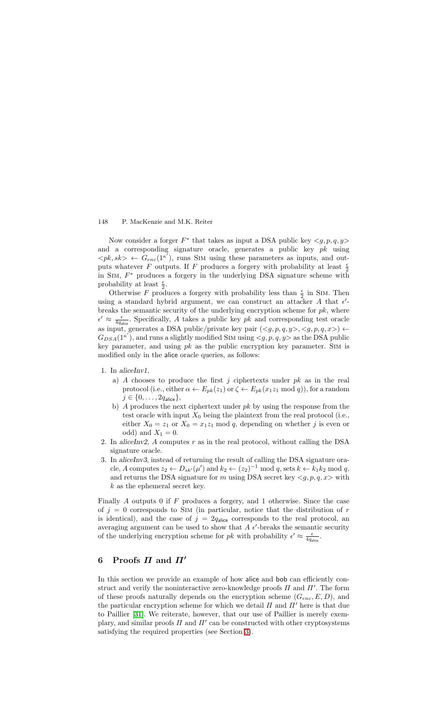Now consider a forger $F^*$ that takes as input a DSA public key $<g, p, q, y>$ and a corresponding signature oracle, generates a public key $pk$ using $<pk, sk> \leftarrow G_{enc}(1^{\kappa'})$, runs Sim using these parameters as inputs, and outputs whatever $F$ outputs. If $F$ produces a forgery with probability at least $\frac{\epsilon}{2}$ in Sim, $F^*$ produces a forgery in the underlying DSA signature scheme with probability at least $\frac{\epsilon}{2}$.

Otherwise $F$ produces a forgery with probability less than $\frac{\epsilon}{2}$ in Sim. Then using a standard hybrid argument, we can construct an attacker $A$ that $\epsilon'$-breaks the semantic security of the underlying encryption scheme for $pk$, where $\epsilon' \approx \frac{\epsilon}{4q_{\mathsf{alice}}}$. Specifically, $A$ takes a public key $pk$ and corresponding test oracle as input, generates a DSA public/private key pair $(<g, p, q, y>, <g, p, q, x>) \leftarrow G_{DSA}(1^{\kappa'})$, and runs a slightly modified Sim using $<g, p, q, y>$ as the DSA public key parameter, and using $pk$ as the public encryption key parameter. Sim is modified only in the alice oracle queries, as follows:

1. In *aliceInv1*,
   a) $A$ chooses to produce the first $j$ ciphertexts under $pk$ as in the real protocol (i.e., either $\alpha \leftarrow E_{pk}(z_1)$ or $\zeta \leftarrow E_{pk}(x_1 z_1 \bmod q)$), for a random $j \in \{0, \ldots, 2q_{\mathsf{alice}}\}$,
   b) $A$ produces the next ciphertext under $pk$ by using the response from the test oracle with input $X_0$ being the plaintext from the real protocol (i.e., either $X_0 = z_1$ or $X_0 = x_1 z_1 \bmod q$, depending on whether $j$ is even or odd) and $X_1 = 0$.
2. In *aliceInv2*, $A$ computes $r$ as in the real protocol, without calling the DSA signature oracle.
3. In *aliceInv3*, instead of returning the result of calling the DSA signature oracle, $A$ computes $z_2 \leftarrow D_{sk'}(\mu')$ and $k_2 \leftarrow (z_2)^{-1} \bmod q$, sets $k \leftarrow k_1 k_2 \bmod q$, and returns the DSA signature for $m$ using DSA secret key $<g, p, q, x>$ with $k$ as the ephemeral secret key.

Finally $A$ outputs 0 if $F$ produces a forgery, and 1 otherwise. Since the case of $j = 0$ corresponds to Sim (in particular, notice that the distribution of $r$ is identical), and the case of $j = 2q_{\mathsf{alice}}$ corresponds to the real protocol, an averaging argument can be used to show that $A$ $\epsilon'$-breaks the semantic security of the underlying encryption scheme for $pk$ with probability $\epsilon' \approx \frac{\epsilon}{4q_{\mathsf{alice}}}$.

## 6 Proofs $\Pi$ and $\Pi'$

In this section we provide an example of how alice and bob can efficiently construct and verify the noninteractive zero-knowledge proofs $\Pi$ and $\Pi'$. The form of these proofs naturally depends on the encryption scheme $(G_{enc}, E, D)$, and the particular encryption scheme for which we detail $\Pi$ and $\Pi'$ here is that due to Paillier [31]. We reiterate, however, that our use of Paillier is merely exemplary, and similar proofs $\Pi$ and $\Pi'$ can be constructed with other cryptosystems satisfying the required properties (see Section 3).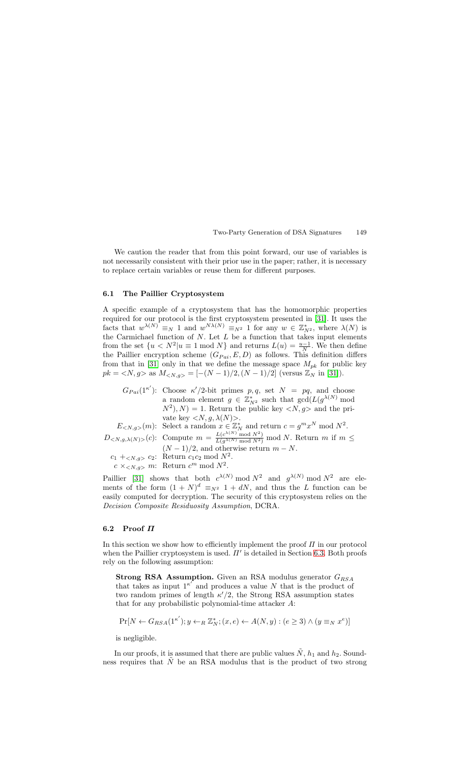We caution the reader that from this point forward, our use of variables is not necessarily consistent with their prior use in the paper; rather, it is necessary to replace certain variables or reuse them for different purposes.

### 6.1 The Paillier Cryptosystem

A specific example of a cryptosystem that has the homomorphic properties required for our protocol is the first cryptosystem presented in [31]. It uses the facts that $w^{\lambda(N)} \equiv_N 1$ and $w^{N\lambda(N)} \equiv_{N^2} 1$ for any $w \in \mathbb{Z}^*_{N^2}$, where $\lambda(N)$ is the Carmichael function of $N$. Let $L$ be a function that takes input elements from the set $\{u < N^2 | u \equiv 1 \bmod N\}$ and returns $L(u) = \frac{u-1}{N}$. We then define the Paillier encryption scheme $(G_{Pai}, E, D)$ as follows. This definition differs from that in [31] only in that we define the message space $M_{pk}$ for public key $pk = <N, g>$ as $M_{<N,g>} = [-(N-1)/2, (N-1)/2]$ (versus $\mathbb{Z}_N$ in [31]).

$G_{Pai}(1^{\kappa'})$: Choose $\kappa'/2$-bit primes $p, q$, set $N = pq$, and choose a random element $g \in \mathbb{Z}^*_{N^2}$ such that $\gcd(L(g^{\lambda(N)} \bmod N^2), N) = 1$. Return the public key $<N, g>$ and the private key $<N, g, \lambda(N)>$.

$E_{<N,g>}(m)$: Select a random $x \in \mathbb{Z}^*_N$ and return $c = g^m x^N \bmod N^2$.

$D_{<N,g,\lambda(N)>}(c)$: Compute $m = \frac{L(c^{\lambda(N)} \bmod N^2)}{L(g^{\lambda(N)} \bmod N^2)} \bmod N$. Return $m$ if $m \leq (N-1)/2$, and otherwise return $m - N$.

$c_1 +_{<N,g>} c_2$: Return $c_1 c_2 \bmod N^2$.

$c \times_{<N,g>} m$: Return $c^m \bmod N^2$.

Paillier [31] shows that both $c^{\lambda(N)} \bmod N^2$ and $g^{\lambda(N)} \bmod N^2$ are elements of the form $(1+N)^d \equiv_{N^2} 1 + dN$, and thus the $L$ function can be easily computed for decryption. The security of this cryptosystem relies on the *Decision Composite Residuosity Assumption*, DCRA.

### 6.2 Proof $\Pi$

In this section we show how to efficiently implement the proof $\Pi$ in our protocol when the Paillier cryptosystem is used. $\Pi'$ is detailed in Section 6.3. Both proofs rely on the following assumption:

**Strong RSA Assumption.** Given an RSA modulus generator $G_{RSA}$ that takes as input $1^{\kappa'}$ and produces a value $N$ that is the product of two random primes of length $\kappa'/2$, the Strong RSA assumption states that for any probabilistic polynomial-time attacker $A$:

$$\Pr[N \leftarrow G_{RSA}(1^{\kappa'}); y \leftarrow_R \mathbb{Z}^*_N; (x, e) \leftarrow A(N, y) : (e \geq 3) \wedge (y \equiv_N x^e)]$$

is negligible.

In our proofs, it is assumed that there are public values $\tilde{N}$, $h_1$ and $h_2$. Soundness requires that $\tilde{N}$ be an RSA modulus that is the product of two strong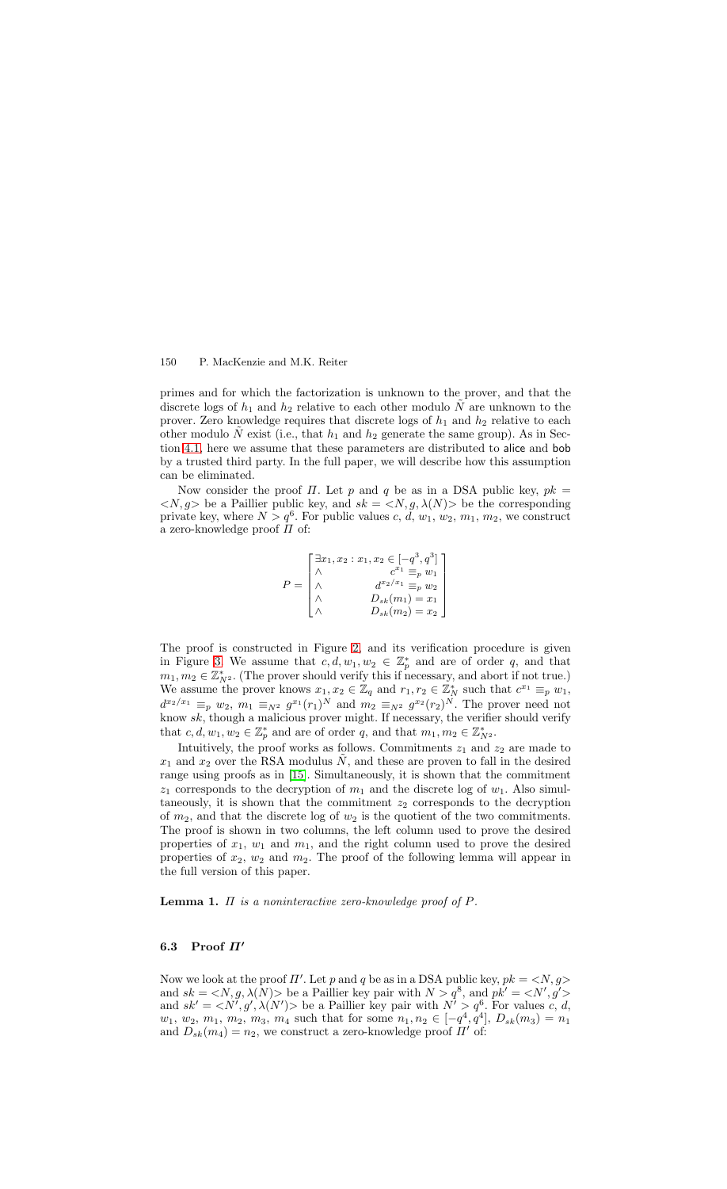primes and for which the factorization is unknown to the prover, and that the discrete logs of $h_1$ and $h_2$ relative to each other modulo $\tilde{N}$ are unknown to the prover. Zero knowledge requires that discrete logs of $h_1$ and $h_2$ relative to each other modulo $\tilde{N}$ exist (i.e., that $h_1$ and $h_2$ generate the same group). As in Section 4.1, here we assume that these parameters are distributed to alice and bob by a trusted third party. In the full paper, we will describe how this assumption can be eliminated.

Now consider the proof $\Pi$. Let $p$ and $q$ be as in a DSA public key, $pk = <N, g>$ be a Paillier public key, and $sk = <N, g, \lambda(N)>$ be the corresponding private key, where $N > q^6$. For public values $c$, $d$, $w_1$, $w_2$, $m_1$, $m_2$, we construct a zero-knowledge proof $\Pi$ of:

$$P = \begin{bmatrix} \exists x_1, x_2 : x_1, x_2 \in [-q^3, q^3] \\ \wedge \qquad\qquad c^{x_1} \equiv_p w_1 \\ \wedge \qquad\qquad d^{x_2/x_1} \equiv_p w_2 \\ \wedge \qquad\qquad D_{sk}(m_1) = x_1 \\ \wedge \qquad\qquad D_{sk}(m_2) = x_2 \end{bmatrix}$$

The proof is constructed in Figure 2, and its verification procedure is given in Figure 3. We assume that $c, d, w_1, w_2 \in \mathbb{Z}_p^*$ and are of order $q$, and that $m_1, m_2 \in \mathbb{Z}_{N^2}^*$. (The prover should verify this if necessary, and abort if not true.) We assume the prover knows $x_1, x_2 \in \mathbb{Z}_q$ and $r_1, r_2 \in \mathbb{Z}_N^*$ such that $c^{x_1} \equiv_p w_1$, $d^{x_2/x_1} \equiv_p w_2$, $m_1 \equiv_{N^2} g^{x_1}(r_1)^N$ and $m_2 \equiv_{N^2} g^{x_2}(r_2)^N$. The prover need not know $sk$, though a malicious prover might. If necessary, the verifier should verify that $c, d, w_1, w_2 \in \mathbb{Z}_p^*$ and are of order $q$, and that $m_1, m_2 \in \mathbb{Z}_{N^2}^*$.

Intuitively, the proof works as follows. Commitments $z_1$ and $z_2$ are made to $x_1$ and $x_2$ over the RSA modulus $\tilde{N}$, and these are proven to fall in the desired range using proofs as in [15]. Simultaneously, it is shown that the commitment $z_1$ corresponds to the decryption of $m_1$ and the discrete log of $w_1$. Also simultaneously, it is shown that the commitment $z_2$ corresponds to the decryption of $m_2$, and that the discrete log of $w_2$ is the quotient of the two commitments. The proof is shown in two columns, the left column used to prove the desired properties of $x_1$, $w_1$ and $m_1$, and the right column used to prove the desired properties of $x_2$, $w_2$ and $m_2$. The proof of the following lemma will appear in the full version of this paper.

**Lemma 1.** *$\Pi$ is a noninteractive zero-knowledge proof of $P$.*

### 6.3 Proof $\Pi'$

Now we look at the proof $\Pi'$. Let $p$ and $q$ be as in a DSA public key, $pk = <N, g>$ and $sk = <N, g, \lambda(N)>$ be a Paillier key pair with $N > q^8$, and $pk' = <N', g'>$ and $sk' = <N', g', \lambda(N')>$ be a Paillier key pair with $N' > q^6$. For values $c$, $d$, $w_1$, $w_2$, $m_1$, $m_2$, $m_3$, $m_4$ such that for some $n_1, n_2 \in [-q^4, q^4]$, $D_{sk}(m_3) = n_1$ and $D_{sk}(m_4) = n_2$, we construct a zero-knowledge proof $\Pi'$ of: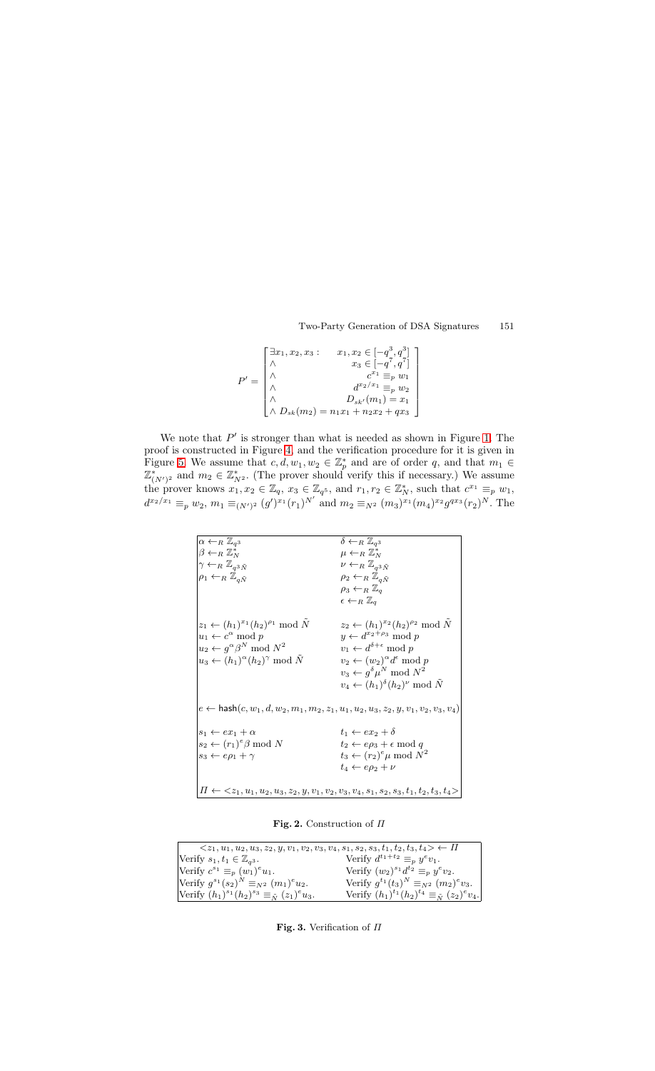$$P' = \begin{bmatrix} \exists x_1, x_2, x_3 : & x_1, x_2 \in [-q^3, q^3] \\ \wedge & x_3 \in [-q^7, q^7] \\ \wedge & c^{x_1} \equiv_p w_1 \\ \wedge & d^{x_2/x_1} \equiv_p w_2 \\ \wedge & D_{sk'}(m_1) = x_1 \\ \wedge \ D_{sk}(m_2) = n_1 x_1 + n_2 x_2 + q x_3 & \end{bmatrix}$$

We note that $P'$ is stronger than what is needed as shown in Figure 1. The proof is constructed in Figure 4, and the verification procedure for it is given in Figure 5. We assume that $c, d, w_1, w_2 \in \mathbb{Z}_p^*$ and are of order $q$, and that $m_1 \in \mathbb{Z}^*_{(N')^2}$ and $m_2 \in \mathbb{Z}^*_{N^2}$. (The prover should verify this if necessary.) We assume the prover knows $x_1, x_2 \in \mathbb{Z}_q$, $x_3 \in \mathbb{Z}_{q^5}$, and $r_1, r_2 \in \mathbb{Z}_N^*$, such that $c^{x_1} \equiv_p w_1$, $d^{x_2/x_1} \equiv_p w_2$, $m_1 \equiv_{(N')^2} (g')^{x_1}(r_1)^{N'}$ and $m_2 \equiv_{N^2} (m_3)^{x_1}(m_4)^{x_2} g^{q x_3}(r_2)^N$. The

| | |
|---|---|
| $\alpha \leftarrow_R \mathbb{Z}_{q^3}$ | $\delta \leftarrow_R \mathbb{Z}_{q^3}$ |
| $\beta \leftarrow_R \mathbb{Z}_N^*$ | $\mu \leftarrow_R \mathbb{Z}_N^*$ |
| $\gamma \leftarrow_R \mathbb{Z}_{q^3 \tilde{N}}$ | $\nu \leftarrow_R \mathbb{Z}_{q^3 \tilde{N}}$ |
| $\rho_1 \leftarrow_R \mathbb{Z}_{q \tilde{N}}$ | $\rho_2 \leftarrow_R \mathbb{Z}_{q \tilde{N}}$ |
| | $\rho_3 \leftarrow_R \mathbb{Z}_q$ |
| | $\epsilon \leftarrow_R \mathbb{Z}_q$ |
| $z_1 \leftarrow (h_1)^{x_1}(h_2)^{\rho_1} \bmod \tilde{N}$ | $z_2 \leftarrow (h_1)^{x_2}(h_2)^{\rho_2} \bmod \tilde{N}$ |
| $u_1 \leftarrow c^{\alpha} \bmod p$ | $y \leftarrow d^{x_2+\rho_3} \bmod p$ |
| $u_2 \leftarrow g^{\alpha}\beta^N \bmod N^2$ | $v_1 \leftarrow d^{\delta+\epsilon} \bmod p$ |
| $u_3 \leftarrow (h_1)^{\alpha}(h_2)^{\gamma} \bmod \tilde{N}$ | $v_2 \leftarrow (w_2)^{\alpha} d^{\epsilon} \bmod p$ |
| | $v_3 \leftarrow g^{\delta}\mu^N \bmod N^2$ |
| | $v_4 \leftarrow (h_1)^{\delta}(h_2)^{\nu} \bmod \tilde{N}$ |
| $e \leftarrow \mathsf{hash}(c, w_1, d, w_2, m_1, m_2, z_1, u_1, u_2, u_3, z_2, y, v_1, v_2, v_3, v_4)$ | |
| $s_1 \leftarrow e x_1 + \alpha$ | $t_1 \leftarrow e x_2 + \delta$ |
| $s_2 \leftarrow (r_1)^e \beta \bmod N$ | $t_2 \leftarrow e\rho_3 + \epsilon \bmod q$ |
| $s_3 \leftarrow e\rho_1 + \gamma$ | $t_3 \leftarrow (r_2)^e \mu \bmod N^2$ |
| | $t_4 \leftarrow e\rho_2 + \nu$ |
| $\Pi \leftarrow \langle z_1, u_1, u_2, u_3, z_2, y, v_1, v_2, v_3, v_4, s_1, s_2, s_3, t_1, t_2, t_3, t_4 \rangle$ | |

**Fig. 2.** Construction of $\Pi$

| | |
|---|---|
| $\langle z_1, u_1, u_2, u_3, z_2, y, v_1, v_2, v_3, v_4, s_1, s_2, s_3, t_1, t_2, t_3, t_4 \rangle \leftarrow \Pi$ | |
| Verify $s_1, t_1 \in \mathbb{Z}_{q^3}$. | Verify $d^{t_1+t_2} \equiv_p y^e v_1$. |
| Verify $c^{s_1} \equiv_p (w_1)^e u_1$. | Verify $(w_2)^{s_1} d^{t_2} \equiv_p y^e v_2$. |
| Verify $g^{s_1}(s_2)^N \equiv_{N^2} (m_1)^e u_2$. | Verify $g^{t_1}(t_3)^N \equiv_{N^2} (m_2)^e v_3$. |
| Verify $(h_1)^{s_1}(h_2)^{s_3} \equiv_{\tilde{N}} (z_1)^e u_3$. | Verify $(h_1)^{t_1}(h_2)^{t_4} \equiv_{\tilde{N}} (z_2)^e v_4$. |

**Fig. 3.** Verification of $\Pi$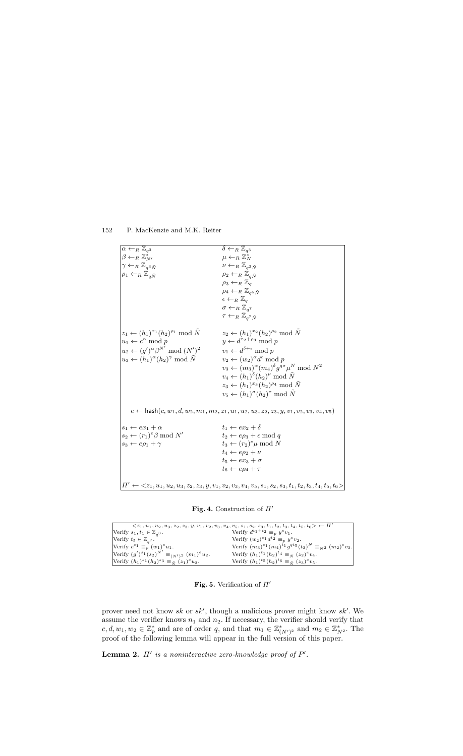| | |
|---|---|
| $\alpha \leftarrow_R \mathbb{Z}_{q^3}$ | $\delta \leftarrow_R \mathbb{Z}_{q^3}$ |
| $\beta \leftarrow_R \mathbb{Z}^*_{N'}$ | $\mu \leftarrow_R \mathbb{Z}^*_N$ |
| $\gamma \leftarrow_R \mathbb{Z}_{q^3\tilde{N}}$ | $\nu \leftarrow_R \mathbb{Z}_{q^3\tilde{N}}$ |
| $\rho_1 \leftarrow_R \mathbb{Z}_{q\tilde{N}}$ | $\rho_2 \leftarrow_R \mathbb{Z}_{q\tilde{N}}$ |
| | $\rho_3 \leftarrow_R \mathbb{Z}_q$ |
| | $\rho_4 \leftarrow_R \mathbb{Z}_{q^5\tilde{N}}$ |
| | $\epsilon \leftarrow_R \mathbb{Z}_q$ |
| | $\sigma \leftarrow_R \mathbb{Z}_{q^7}$ |
| | $\tau \leftarrow_R \mathbb{Z}_{q^7\tilde{N}}$ |
| $z_1 \leftarrow (h_1)^{x_1}(h_2)^{\rho_1} \bmod \tilde{N}$ | $z_2 \leftarrow (h_1)^{x_2}(h_2)^{\rho_2} \bmod \tilde{N}$ |
| $u_1 \leftarrow c^{\alpha} \bmod p$ | $y \leftarrow d^{x_2+\rho_3} \bmod p$ |
| $u_2 \leftarrow (g')^{\alpha}\beta^{N'} \bmod (N')^2$ | $v_1 \leftarrow d^{\delta+\epsilon} \bmod p$ |
| $u_3 \leftarrow (h_1)^{\alpha}(h_2)^{\gamma} \bmod \tilde{N}$ | $v_2 \leftarrow (w_2)^{\alpha}d^{\epsilon} \bmod p$ |
| | $v_3 \leftarrow (m_3)^{\alpha}(m_4)^{\delta}g^{q\sigma}\mu^N \bmod N^2$ |
| | $v_4 \leftarrow (h_1)^{\delta}(h_2)^{\nu} \bmod \tilde{N}$ |
| | $z_3 \leftarrow (h_1)^{x_3}(h_2)^{\rho_4} \bmod \tilde{N}$ |
| | $v_5 \leftarrow (h_1)^{\sigma}(h_2)^{\tau} \bmod \tilde{N}$ |

$$e \leftarrow \mathsf{hash}(c, w_1, d, w_2, m_1, m_2, z_1, u_1, u_2, u_3, z_2, z_3, y, v_1, v_2, v_3, v_4, v_5)$$

| | |
|---|---|
| $s_1 \leftarrow ex_1 + \alpha$ | $t_1 \leftarrow ex_2 + \delta$ |
| $s_2 \leftarrow (r_1)^e\beta \bmod N'$ | $t_2 \leftarrow e\rho_3 + \epsilon \bmod q$ |
| $s_3 \leftarrow e\rho_1 + \gamma$ | $t_3 \leftarrow (r_2)^e\mu \bmod N$ |
| | $t_4 \leftarrow e\rho_2 + \nu$ |
| | $t_5 \leftarrow ex_3 + \sigma$ |
| | $t_6 \leftarrow e\rho_4 + \tau$ |

$$\Pi' \leftarrow <z_1, u_1, u_2, u_3, z_2, z_3, y, v_1, v_2, v_3, v_4, v_5, s_1, s_2, s_3, t_1, t_2, t_3, t_4, t_5, t_6>$$

**Fig. 4.** Construction of $\Pi'$

$$<z_1, u_1, u_2, u_3, z_2, z_3, y, v_1, v_2, v_3, v_4, v_5, s_1, s_2, s_3, t_1, t_2, t_3, t_4, t_5, t_6> \leftarrow \Pi'$$

| | |
|---|---|
| Verify $s_1, t_1 \in \mathbb{Z}_{q^3}$. | Verify $d^{t_1+t_2} \equiv_p y^e v_1$. |
| Verify $t_5 \in \mathbb{Z}_{q^7}$. | Verify $(w_2)^{s_1}d^{t_2} \equiv_p y^e v_2$. |
| Verify $c^{s_1} \equiv_p (w_1)^e u_1$. | Verify $(m_3)^{s_1}(m_4)^{t_1}g^{qt_5}(t_3)^N \equiv_{N^2} (m_2)^e v_3$. |
| Verify $(g')^{s_1}(s_2)^{N'} \equiv_{(N')^2} (m_1)^e u_2$. | Verify $(h_1)^{t_1}(h_2)^{t_4} \equiv_{\tilde{N}} (z_2)^e v_4$. |
| Verify $(h_1)^{s_1}(h_2)^{s_3} \equiv_{\tilde{N}} (z_1)^e u_3$. | Verify $(h_1)^{t_5}(h_2)^{t_6} \equiv_{\tilde{N}} (z_3)^e v_5$. |

**Fig. 5.** Verification of $\Pi'$

prover need not know $sk$ or $sk'$, though a malicious prover might know $sk'$. We assume the verifier knows $n_1$ and $n_2$. If necessary, the verifier should verify that $c, d, w_1, w_2 \in \mathbb{Z}^*_p$ and are of order $q$, and that $m_1 \in \mathbb{Z}^*_{(N')^2}$ and $m_2 \in \mathbb{Z}^*_{N^2}$. The proof of the following lemma will appear in the full version of this paper.

**Lemma 2.** *$\Pi'$ is a noninteractive zero-knowledge proof of $P'$.*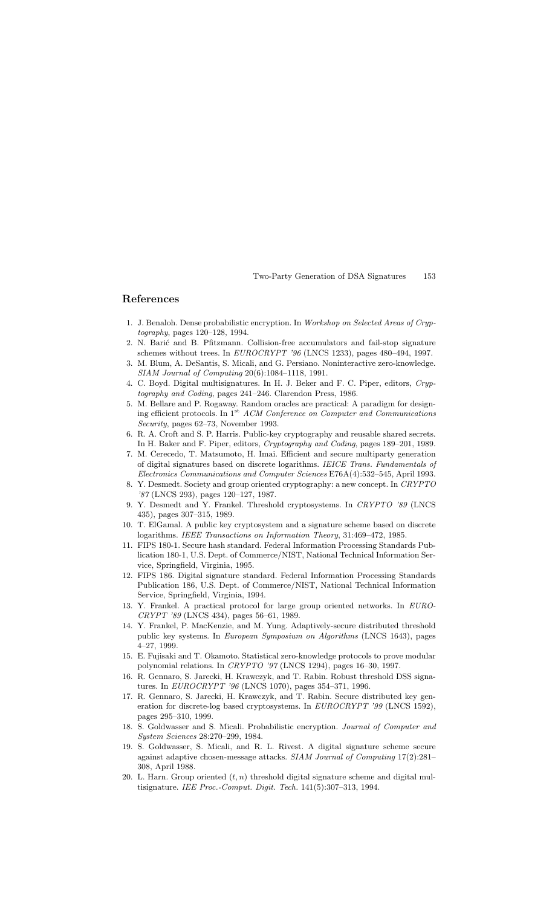## References

1. J. Benaloh. Dense probabilistic encryption. In *Workshop on Selected Areas of Cryptography*, pages 120–128, 1994.
2. N. Barić and B. Pfitzmann. Collision-free accumulators and fail-stop signature schemes without trees. In *EUROCRYPT '96* (LNCS 1233), pages 480–494, 1997.
3. M. Blum, A. DeSantis, S. Micali, and G. Persiano. Noninteractive zero-knowledge. *SIAM Journal of Computing* 20(6):1084–1118, 1991.
4. C. Boyd. Digital multisignatures. In H. J. Beker and F. C. Piper, editors, *Cryptography and Coding*, pages 241–246. Clarendon Press, 1986.
5. M. Bellare and P. Rogaway. Random oracles are practical: A paradigm for designing efficient protocols. In 1[st] *ACM Conference on Computer and Communications Security*, pages 62–73, November 1993.
6. R. A. Croft and S. P. Harris. Public-key cryptography and reusable shared secrets. In H. Baker and F. Piper, editors, *Cryptography and Coding*, pages 189–201, 1989.
7. M. Cerecedo, T. Matsumoto, H. Imai. Efficient and secure multiparty generation of digital signatures based on discrete logarithms. *IEICE Trans. Fundamentals of Electronics Communications and Computer Sciences* E76A(4):532–545, April 1993.
8. Y. Desmedt. Society and group oriented cryptography: a new concept. In *CRYPTO '87* (LNCS 293), pages 120–127, 1987.
9. Y. Desmedt and Y. Frankel. Threshold cryptosystems. In *CRYPTO '89* (LNCS 435), pages 307–315, 1989.
10. T. ElGamal. A public key cryptosystem and a signature scheme based on discrete logarithms. *IEEE Transactions on Information Theory*, 31:469–472, 1985.
11. FIPS 180-1. Secure hash standard. Federal Information Processing Standards Publication 180-1, U.S. Dept. of Commerce/NIST, National Technical Information Service, Springfield, Virginia, 1995.
12. FIPS 186. Digital signature standard. Federal Information Processing Standards Publication 186, U.S. Dept. of Commerce/NIST, National Technical Information Service, Springfield, Virginia, 1994.
13. Y. Frankel. A practical protocol for large group oriented networks. In *EUROCRYPT '89* (LNCS 434), pages 56–61, 1989.
14. Y. Frankel, P. MacKenzie, and M. Yung. Adaptively-secure distributed threshold public key systems. In *European Symposium on Algorithms* (LNCS 1643), pages 4–27, 1999.
15. E. Fujisaki and T. Okamoto. Statistical zero-knowledge protocols to prove modular polynomial relations. In *CRYPTO '97* (LNCS 1294), pages 16–30, 1997.
16. R. Gennaro, S. Jarecki, H. Krawczyk, and T. Rabin. Robust threshold DSS signatures. In *EUROCRYPT '96* (LNCS 1070), pages 354–371, 1996.
17. R. Gennaro, S. Jarecki, H. Krawczyk, and T. Rabin. Secure distributed key generation for discrete-log based cryptosystems. In *EUROCRYPT '99* (LNCS 1592), pages 295–310, 1999.
18. S. Goldwasser and S. Micali. Probabilistic encryption. *Journal of Computer and System Sciences* 28:270–299, 1984.
19. S. Goldwasser, S. Micali, and R. L. Rivest. A digital signature scheme secure against adaptive chosen-message attacks. *SIAM Journal of Computing* 17(2):281–308, April 1988.
20. L. Harn. Group oriented $(t, n)$ threshold digital signature scheme and digital multisignature. *IEE Proc.-Comput. Digit. Tech.* 141(5):307–313, 1994.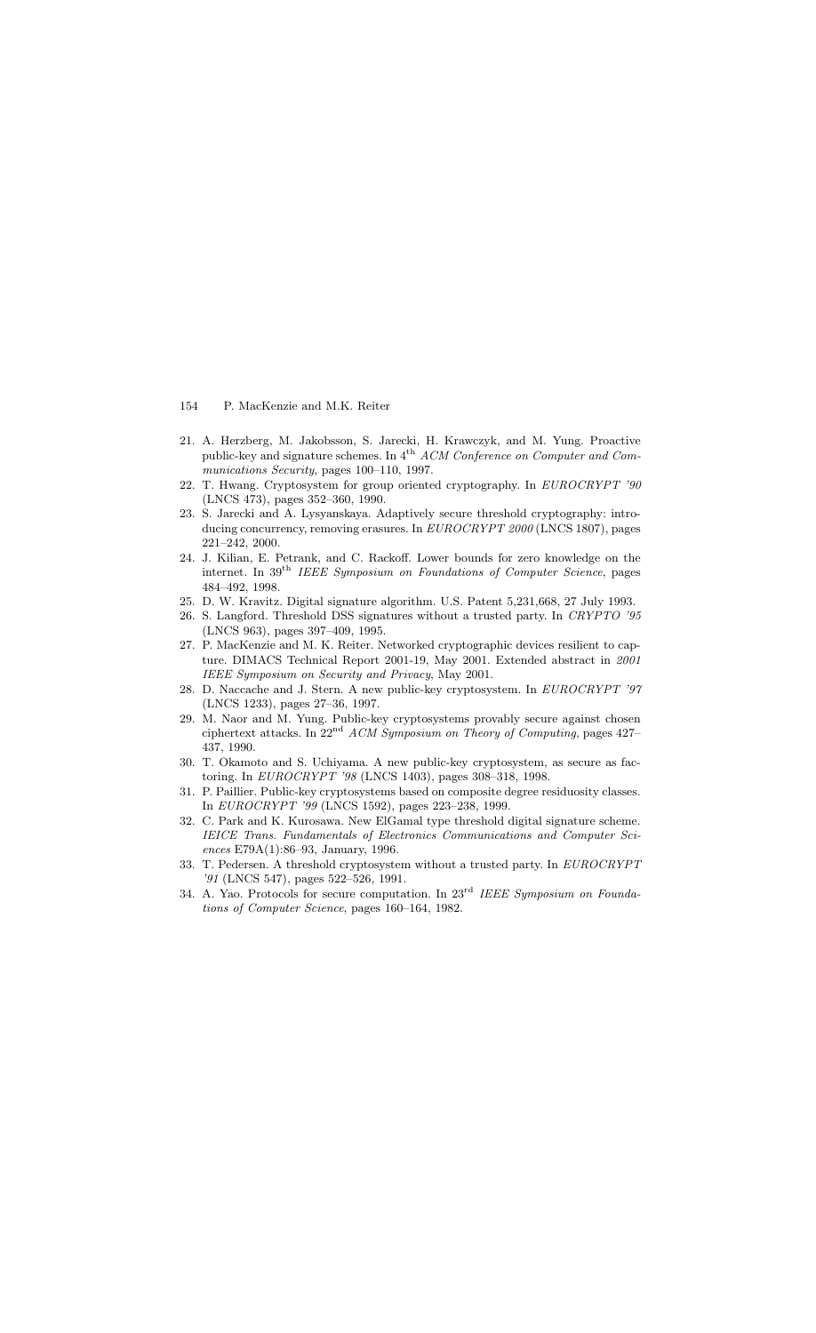21. A. Herzberg, M. Jakobsson, S. Jarecki, H. Krawczyk, and M. Yung. Proactive public-key and signature schemes. In 4[th] *ACM Conference on Computer and Communications Security*, pages 100–110, 1997.
22. T. Hwang. Cryptosystem for group oriented cryptography. In *EUROCRYPT '90* (LNCS 473), pages 352–360, 1990.
23. S. Jarecki and A. Lysyanskaya. Adaptively secure threshold cryptography: introducing concurrency, removing erasures. In *EUROCRYPT 2000* (LNCS 1807), pages 221–242, 2000.
24. J. Kilian, E. Petrank, and C. Rackoff. Lower bounds for zero knowledge on the internet. In 39[th] *IEEE Symposium on Foundations of Computer Science*, pages 484–492, 1998.
25. D. W. Kravitz. Digital signature algorithm. U.S. Patent 5,231,668, 27 July 1993.
26. S. Langford. Threshold DSS signatures without a trusted party. In *CRYPTO '95* (LNCS 963), pages 397–409, 1995.
27. P. MacKenzie and M. K. Reiter. Networked cryptographic devices resilient to capture. DIMACS Technical Report 2001-19, May 2001. Extended abstract in *2001 IEEE Symposium on Security and Privacy*, May 2001.
28. D. Naccache and J. Stern. A new public-key cryptosystem. In *EUROCRYPT '97* (LNCS 1233), pages 27–36, 1997.
29. M. Naor and M. Yung. Public-key cryptosystems provably secure against chosen ciphertext attacks. In 22[nd] *ACM Symposium on Theory of Computing*, pages 427–437, 1990.
30. T. Okamoto and S. Uchiyama. A new public-key cryptosystem, as secure as factoring. In *EUROCRYPT '98* (LNCS 1403), pages 308–318, 1998.
31. P. Paillier. Public-key cryptosystems based on composite degree residuosity classes. In *EUROCRYPT '99* (LNCS 1592), pages 223–238, 1999.
32. C. Park and K. Kurosawa. New ElGamal type threshold digital signature scheme. *IEICE Trans. Fundamentals of Electronics Communications and Computer Sciences* E79A(1):86–93, January, 1996.
33. T. Pedersen. A threshold cryptosystem without a trusted party. In *EUROCRYPT '91* (LNCS 547), pages 522–526, 1991.
34. A. Yao. Protocols for secure computation. In 23[rd] *IEEE Symposium on Foundations of Computer Science*, pages 160–164, 1982.